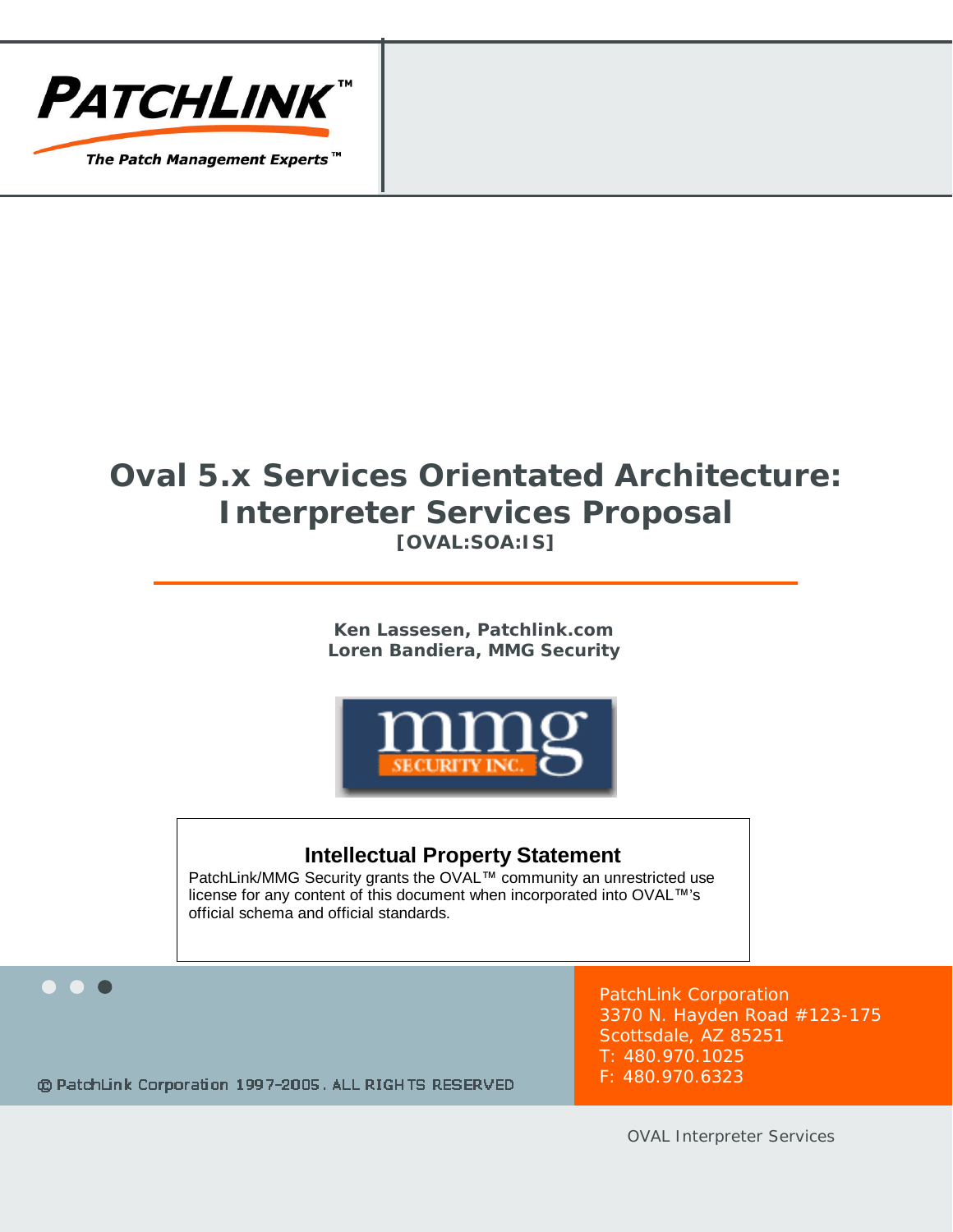PATCHLINK™

The Patch Management Experts™

# Oval 5.x Services Orientated Architecture: Interpreter Services Proposal

**[OVAL:SOA:IS]**

**Ken Lassesen, Patchlink.com**
**Loren Bandiera, MMG Security**

### Intellectual Property Statement

PatchLink/MMG Security grants the OVAL™ community an unrestricted use license for any content of this document when incorporated into OVAL™'s official schema and official standards.

© PatchLink Corporation 1997-2005. ALL RIGHTS RESERVED

PatchLink Corporation
3370 N. Hayden Road #123-175
Scottsdale, AZ 85251
T: 480.970.1025
F: 480.970.6323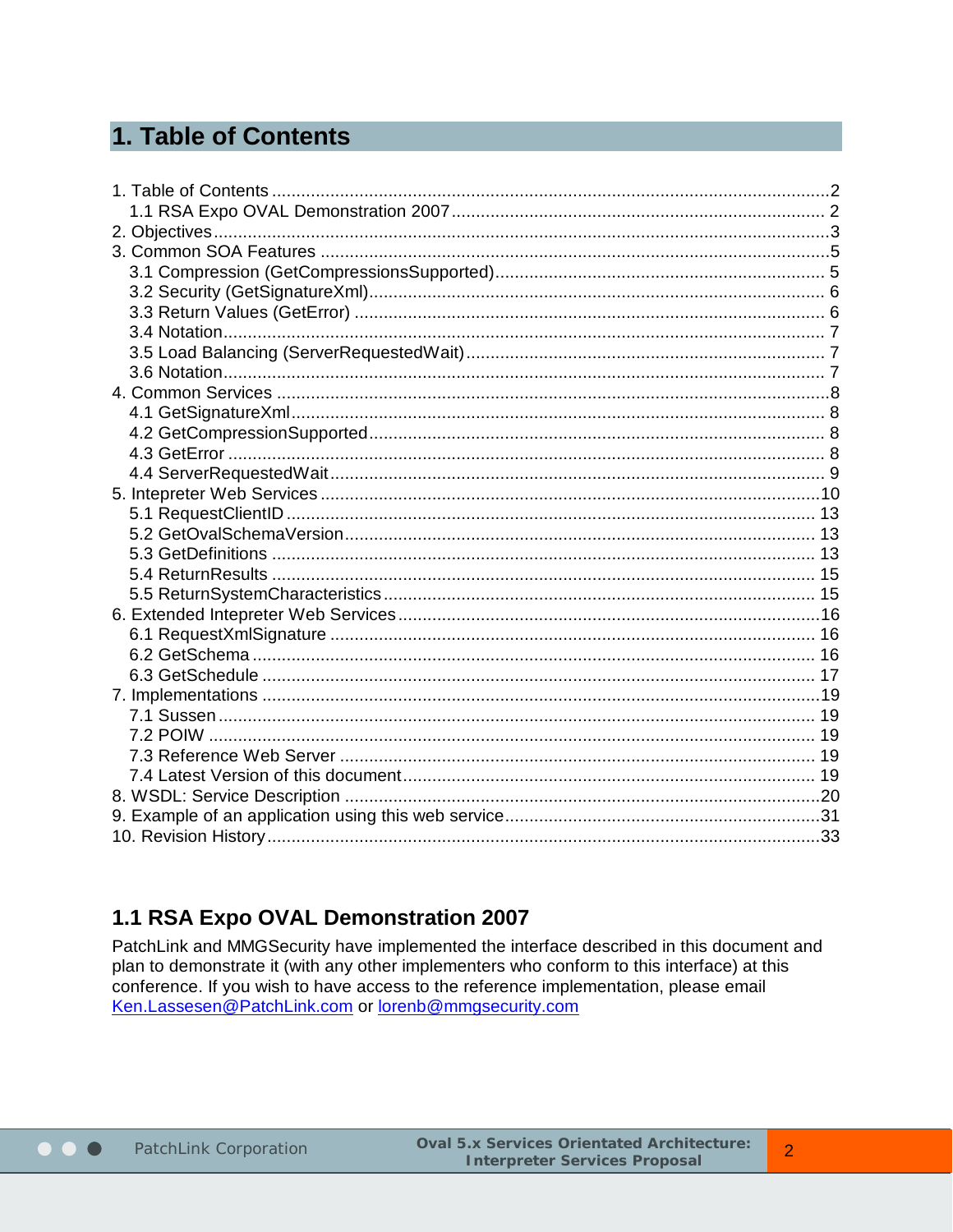# 1. Table of Contents

1. Table of Contents ....................................................2
   1.1 RSA Expo OVAL Demonstration 2007 .............................. 2
2. Objectives ....................................................3
3. Common SOA Features ....................................................5
   3.1 Compression (GetCompressionsSupported) .............................. 5
   3.2 Security (GetSignatureXml) .............................. 6
   3.3 Return Values (GetError) .............................. 6
   3.4 Notation .............................. 7
   3.5 Load Balancing (ServerRequestedWait) .............................. 7
   3.6 Notation .............................. 7
4. Common Services ....................................................8
   4.1 GetSignatureXml .............................. 8
   4.2 GetCompressionSupported .............................. 8
   4.3 GetError .............................. 8
   4.4 ServerRequestedWait .............................. 9
5. Intepreter Web Services ....................................................10
   5.1 RequestClientID .............................. 13
   5.2 GetOvalSchemaVersion .............................. 13
   5.3 GetDefinitions .............................. 13
   5.4 ReturnResults .............................. 15
   5.5 ReturnSystemCharacteristics .............................. 15
6. Extended Intepreter Web Services ....................................................16
   6.1 RequestXmlSignature .............................. 16
   6.2 GetSchema .............................. 16
   6.3 GetSchedule .............................. 17
7. Implementations ....................................................19
   7.1 Sussen .............................. 19
   7.2 POIW .............................. 19
   7.3 Reference Web Server .............................. 19
   7.4 Latest Version of this document .............................. 19
8. WSDL: Service Description ....................................................20
9. Example of an application using this web service ....................................................31
10. Revision History ....................................................33

## 1.1 RSA Expo OVAL Demonstration 2007

PatchLink and MMGSecurity have implemented the interface described in this document and plan to demonstrate it (with any other implementers who conform to this interface) at this conference. If you wish to have access to the reference implementation, please email Ken.Lassesen@PatchLink.com or lorenb@mmgsecurity.com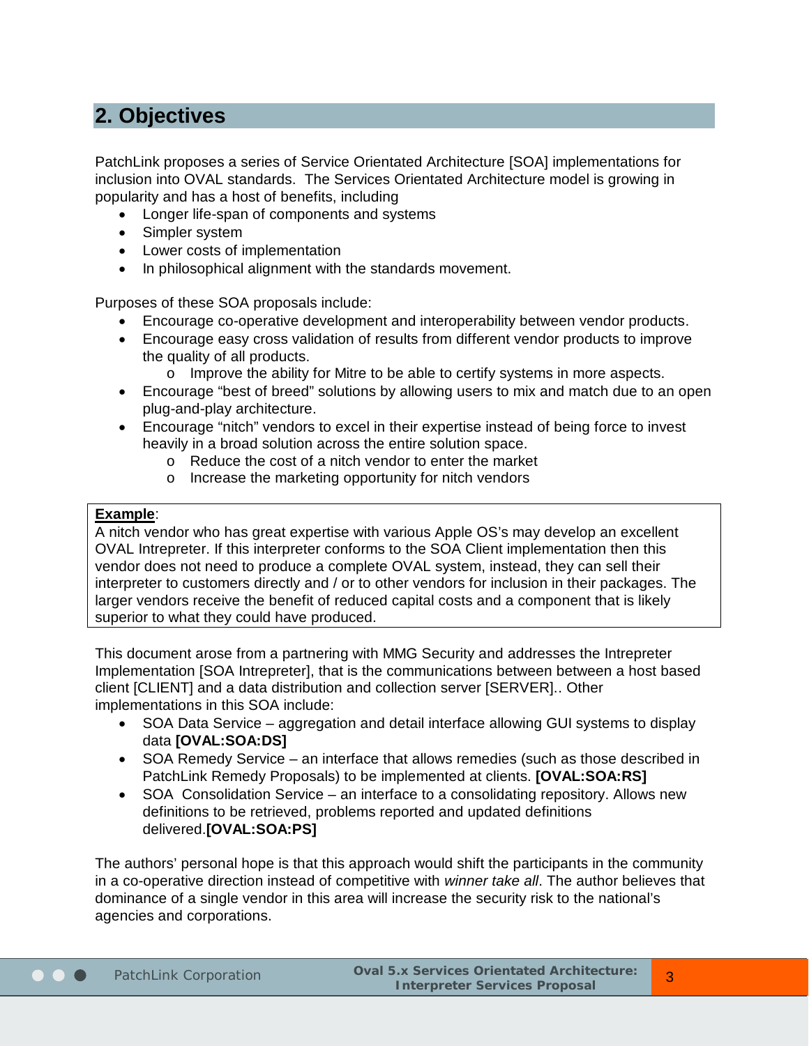## 2. Objectives

PatchLink proposes a series of Service Orientated Architecture [SOA] implementations for inclusion into OVAL standards. The Services Orientated Architecture model is growing in popularity and has a host of benefits, including

- Longer life-span of components and systems
- Simpler system
- Lower costs of implementation
- In philosophical alignment with the standards movement.

Purposes of these SOA proposals include:

- Encourage co-operative development and interoperability between vendor products.
- Encourage easy cross validation of results from different vendor products to improve the quality of all products.
  - Improve the ability for Mitre to be able to certify systems in more aspects.
- Encourage "best of breed" solutions by allowing users to mix and match due to an open plug-and-play architecture.
- Encourage "nitch" vendors to excel in their expertise instead of being force to invest heavily in a broad solution across the entire solution space.
  - Reduce the cost of a nitch vendor to enter the market
  - Increase the marketing opportunity for nitch vendors

**Example**:
A nitch vendor who has great expertise with various Apple OS's may develop an excellent OVAL Intrepreter. If this interpreter conforms to the SOA Client implementation then this vendor does not need to produce a complete OVAL system, instead, they can sell their interpreter to customers directly and / or to other vendors for inclusion in their packages. The larger vendors receive the benefit of reduced capital costs and a component that is likely superior to what they could have produced.

This document arose from a partnering with MMG Security and addresses the Intrepreter Implementation [SOA Intrepreter], that is the communications between between a host based client [CLIENT] and a data distribution and collection server [SERVER].. Other implementations in this SOA include:

- SOA Data Service – aggregation and detail interface allowing GUI systems to display data **[OVAL:SOA:DS]**
- SOA Remedy Service – an interface that allows remedies (such as those described in PatchLink Remedy Proposals) to be implemented at clients. **[OVAL:SOA:RS]**
- SOA Consolidation Service – an interface to a consolidating repository. Allows new definitions to be retrieved, problems reported and updated definitions delivered.**[OVAL:SOA:PS]**

The authors' personal hope is that this approach would shift the participants in the community in a co-operative direction instead of competitive with *winner take all*. The author believes that dominance of a single vendor in this area will increase the security risk to the national's agencies and corporations.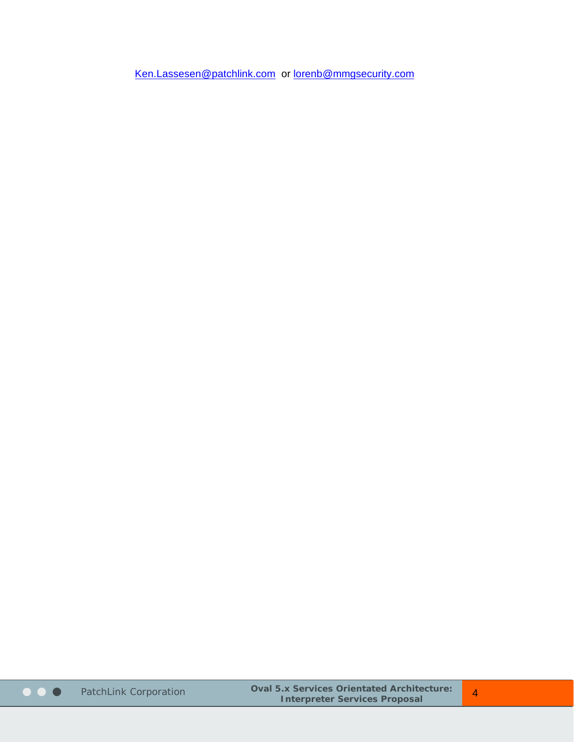Ken.Lassesen@patchlink.com or lorenb@mmgsecurity.com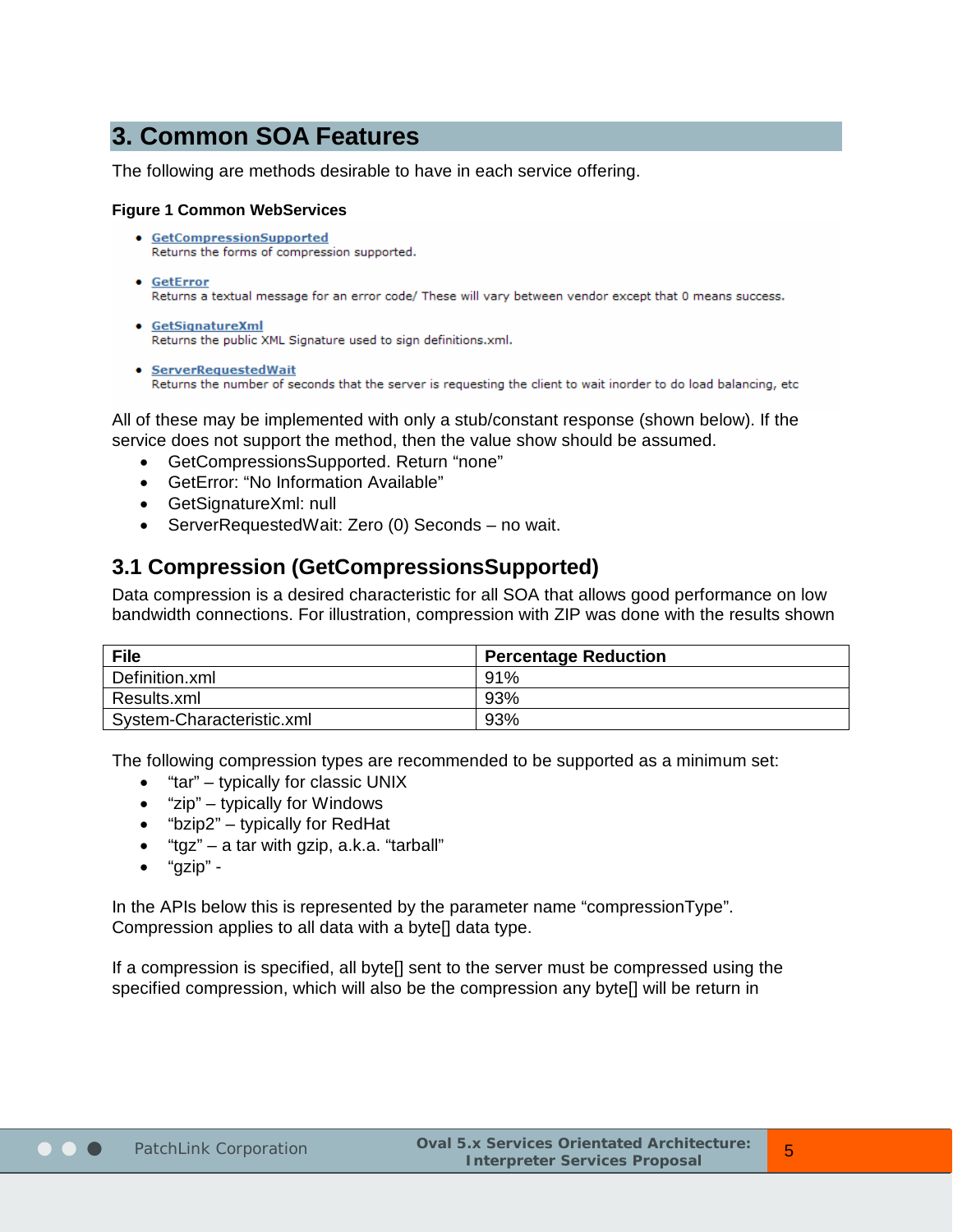# 3. Common SOA Features

The following are methods desirable to have in each service offering.

**Figure 1 Common WebServices**

- GetCompressionSupported
  Returns the forms of compression supported.
- GetError
  Returns a textual message for an error code/ These will vary between vendor except that 0 means success.
- GetSignatureXml
  Returns the public XML Signature used to sign definitions.xml.
- ServerRequestedWait
  Returns the number of seconds that the server is requesting the client to wait inorder to do load balancing, etc

All of these may be implemented with only a stub/constant response (shown below). If the service does not support the method, then the value show should be assumed.

- GetCompressionsSupported. Return "none"
- GetError: "No Information Available"
- GetSignatureXml: null
- ServerRequestedWait: Zero (0) Seconds – no wait.

## 3.1 Compression (GetCompressionsSupported)

Data compression is a desired characteristic for all SOA that allows good performance on low bandwidth connections. For illustration, compression with ZIP was done with the results shown

| File | Percentage Reduction |
|---|---|
| Definition.xml | 91% |
| Results.xml | 93% |
| System-Characteristic.xml | 93% |

The following compression types are recommended to be supported as a minimum set:

- "tar" – typically for classic UNIX
- "zip" – typically for Windows
- "bzip2" – typically for RedHat
- "tgz" – a tar with gzip, a.k.a. "tarball"
- "gzip" -

In the APIs below this is represented by the parameter name "compressionType". Compression applies to all data with a byte[] data type.

If a compression is specified, all byte[] sent to the server must be compressed using the specified compression, which will also be the compression any byte[] will be return in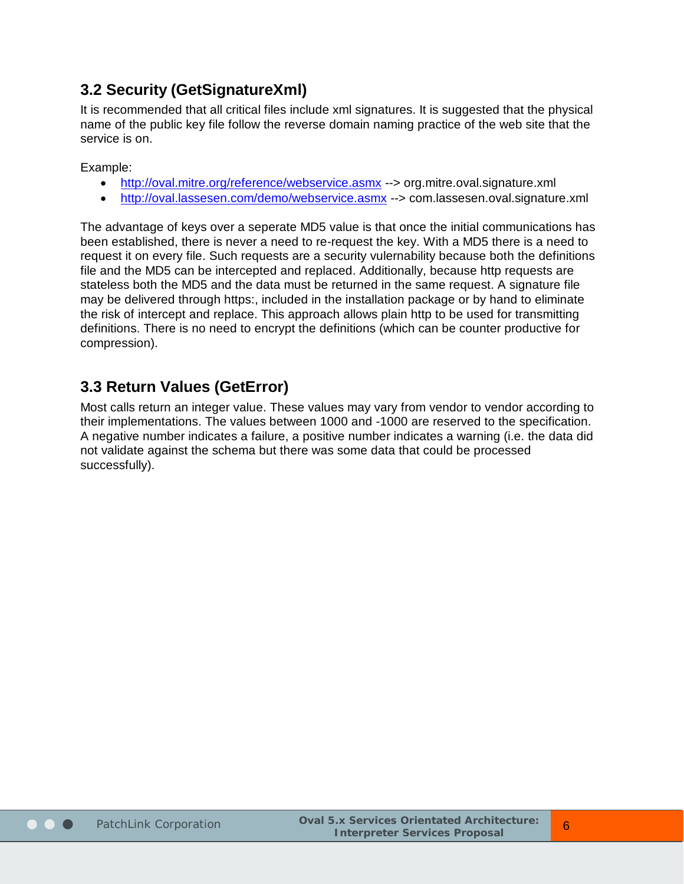## 3.2 Security (GetSignatureXml)

It is recommended that all critical files include xml signatures. It is suggested that the physical name of the public key file follow the reverse domain naming practice of the web site that the service is on.

Example:

- http://oval.mitre.org/reference/webservice.asmx --> org.mitre.oval.signature.xml
- http://oval.lassesen.com/demo/webservice.asmx --> com.lassesen.oval.signature.xml

The advantage of keys over a seperate MD5 value is that once the initial communications has been established, there is never a need to re-request the key. With a MD5 there is a need to request it on every file. Such requests are a security vulnerability because both the definitions file and the MD5 can be intercepted and replaced. Additionally, because http requests are stateless both the MD5 and the data must be returned in the same request. A signature file may be delivered through https:, included in the installation package or by hand to eliminate the risk of intercept and replace. This approach allows plain http to be used for transmitting definitions. There is no need to encrypt the definitions (which can be counter productive for compression).

## 3.3 Return Values (GetError)

Most calls return an integer value. These values may vary from vendor to vendor according to their implementations. The values between 1000 and -1000 are reserved to the specification. A negative number indicates a failure, a positive number indicates a warning (i.e. the data did not validate against the schema but there was some data that could be processed successfully).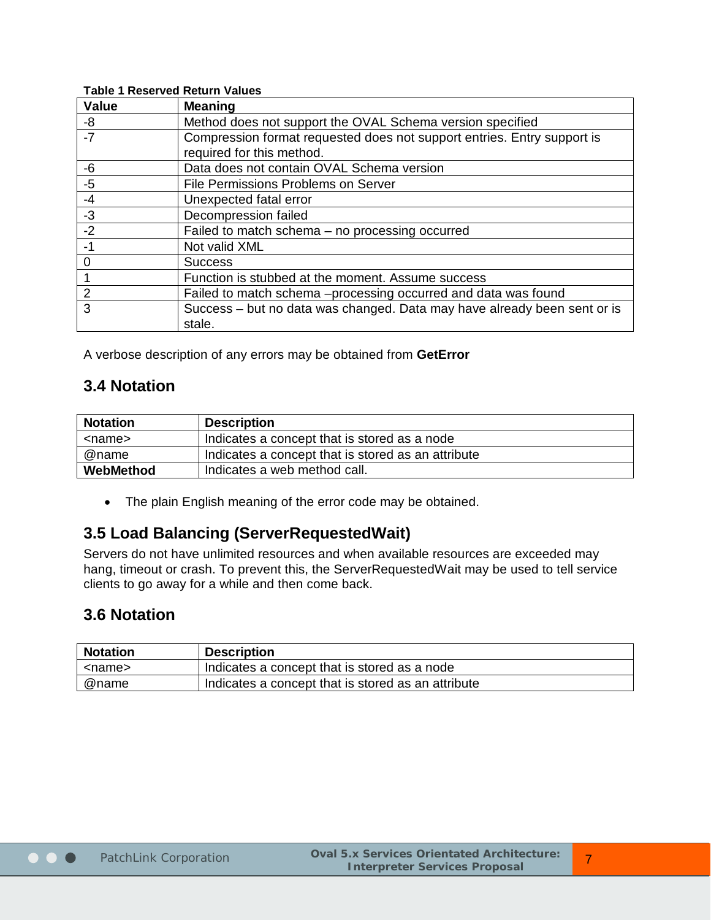**Table 1 Reserved Return Values**

| Value | Meaning |
|---|---|
| -8 | Method does not support the OVAL Schema version specified |
| -7 | Compression format requested does not support entries. Entry support is required for this method. |
| -6 | Data does not contain OVAL Schema version |
| -5 | File Permissions Problems on Server |
| -4 | Unexpected fatal error |
| -3 | Decompression failed |
| -2 | Failed to match schema – no processing occurred |
| -1 | Not valid XML |
| 0 | Success |
| 1 | Function is stubbed at the moment. Assume success |
| 2 | Failed to match schema –processing occurred and data was found |
| 3 | Success – but no data was changed. Data may have already been sent or is stale. |

A verbose description of any errors may be obtained from **GetError**

## 3.4 Notation

| Notation | Description |
|---|---|
| <name> | Indicates a concept that is stored as a node |
| @name | Indicates a concept that is stored as an attribute |
| **WebMethod** | Indicates a web method call. |

- The plain English meaning of the error code may be obtained.

## 3.5 Load Balancing (ServerRequestedWait)

Servers do not have unlimited resources and when available resources are exceeded may hang, timeout or crash. To prevent this, the ServerRequestedWait may be used to tell service clients to go away for a while and then come back.

## 3.6 Notation

| Notation | Description |
|---|---|
| <name> | Indicates a concept that is stored as a node |
| @name | Indicates a concept that is stored as an attribute |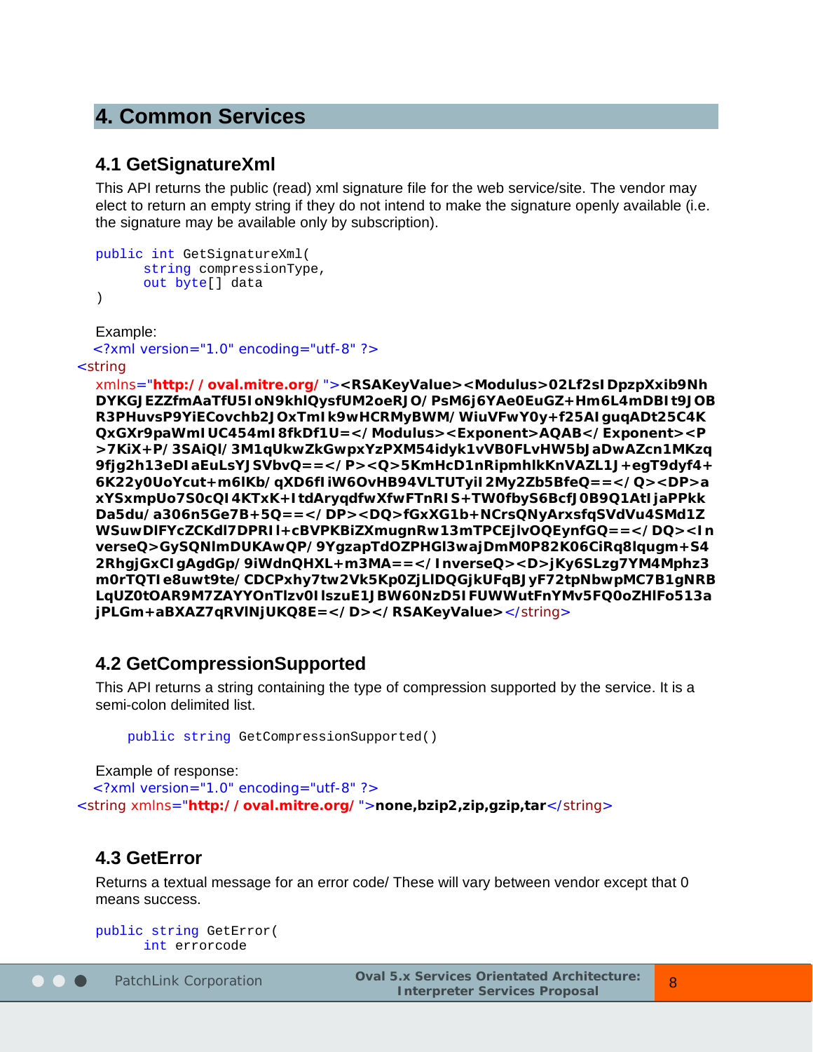# 4. Common Services

## 4.1 GetSignatureXml

This API returns the public (read) xml signature file for the web service/site. The vendor may elect to return an empty string if they do not intend to make the signature openly available (i.e. the signature may be available only by subscription).

```
public int GetSignatureXml(
      string compressionType,
      out byte[] data
)
```

Example:

```
<?xml version="1.0" encoding="utf-8" ?>
<string
xmlns="http://oval.mitre.org/"><RSAKeyValue><Modulus>02Lf2sIDpzpXxib9NhDYKGJEZZfmAaTfU5IoN9khlQysfUM2oeRJO/PsM6j6YAe0EuGZ+Hm6L4mDBIt9JOBR3PHuvsP9YiECovchb2JOxTmIk9wHCRMyBWM/WiuVFwY0y+f25AIguqADt25C4KQxGXr9paWmIUC454mI8fkDf1U=</Modulus><Exponent>AQAB</Exponent><P>7KiX+P/3SAiQl/3M1qUkwZkGwpxYzPXM54idyk1vVB0FLvHW5bJaDwAZcn1MKzq9fjg2h13eDIaEuLsYJSVbvQ==</P><Q>5KmHcD1nRipmhlkKnVAZL1J+egT9dyf4+6K22y0UoYcut+m6lKb/qXD6fIiW6OvHB94VLTUTyiI2My2Zb5BfeQ==</Q><DP>axYSxmpUo7S0cQI4KTxK+ItdAryqdfwXfwFTnRIS+TW0fbyS6BcfJ0B9Q1AtIjaPPkkDa5du/a306n5Ge7B+5Q==</DP><DQ>fGxXG1b+NCrsQNyArxsfqSVdVu4SMd1ZWSuwDlFYcZCKdl7DPRIl+cBVPKBiZXmugnRw13mTPCEjlvOQEynfGQ==</DQ><InverseQ>GySQNlmDUKAwQP/9YgzapTdOZPHGl3wajDmM0P82K06CiRq8lqugm+S42RhgjGxCIgAgdGp/9iWdnQHXL+m3MA==</InverseQ><D>jKy6SLzg7YM4Mphz3m0rTQTIe8uwt9te/CDCPxhy7tw2Vk5Kp0ZjLlDQGjkUFqBJyF72tpNbwpMC7B1gNRBLqUZ0tOAR9M7ZAYYOnTlzv0IlszuE1JBW60NzD5IFUWWutFnYMv5FQ0oZHlFo513ajPLGm+aBXAZ7qRVlNjUKQ8E=</D></RSAKeyValue></string>
```

## 4.2 GetCompressionSupported

This API returns a string containing the type of compression supported by the service. It is a semi-colon delimited list.

```
public string GetCompressionSupported()
```

Example of response:

```
<?xml version="1.0" encoding="utf-8" ?>
<string xmlns="http://oval.mitre.org/">none,bzip2,zip,gzip,tar</string>
```

## 4.3 GetError

Returns a textual message for an error code/ These will vary between vendor except that 0 means success.

```
public string GetError(
      int errorcode
```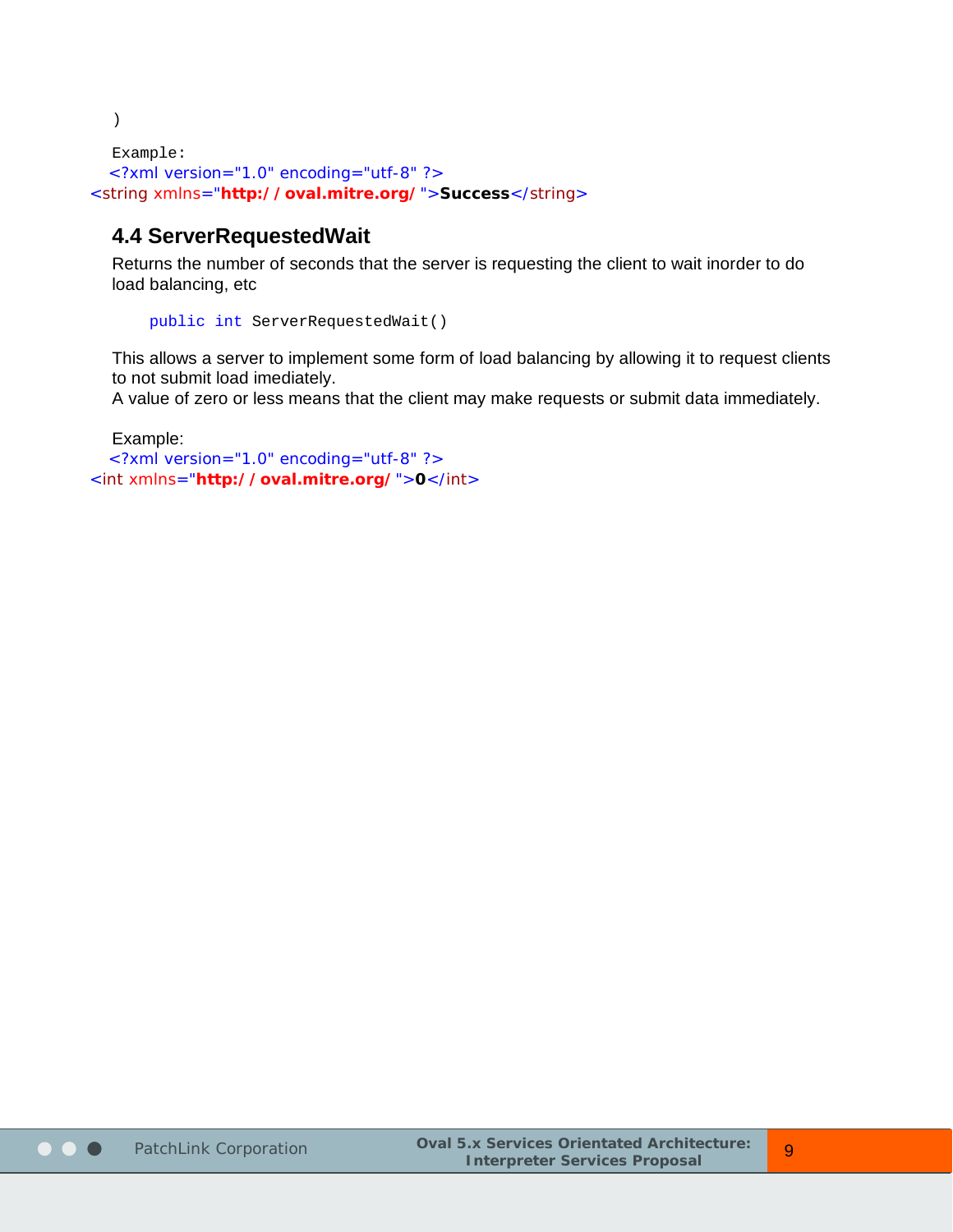```
)
```

Example:

```xml
<?xml version="1.0" encoding="utf-8" ?>
<string xmlns="http://oval.mitre.org/">Success</string>
```

## 4.4 ServerRequestedWait

Returns the number of seconds that the server is requesting the client to wait inorder to do load balancing, etc

```
public int ServerRequestedWait()
```

This allows a server to implement some form of load balancing by allowing it to request clients to not submit load imediately.
A value of zero or less means that the client may make requests or submit data immediately.

Example:

```xml
<?xml version="1.0" encoding="utf-8" ?>
<int xmlns="http://oval.mitre.org/">0</int>
```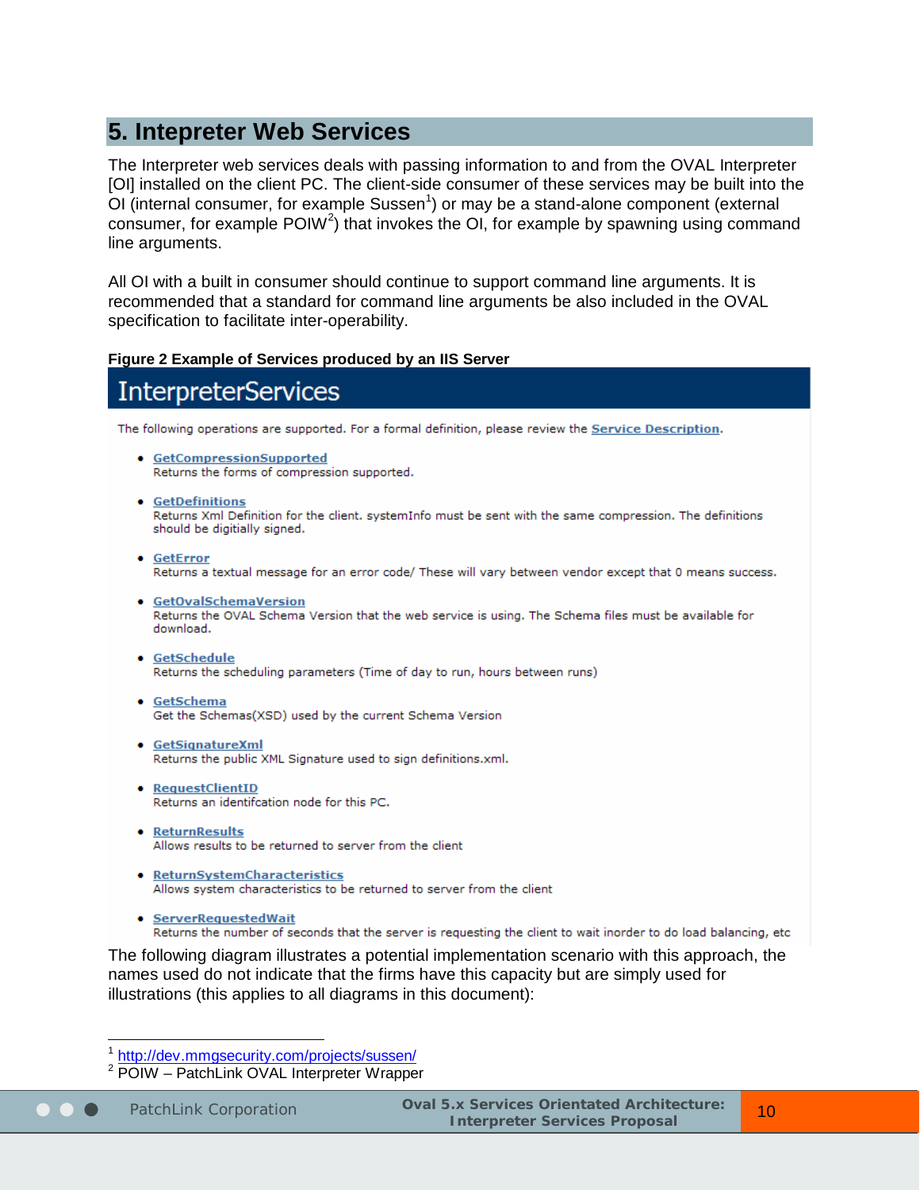## 5. Intepreter Web Services

The Interpreter web services deals with passing information to and from the OVAL Interpreter [OI] installed on the client PC. The client-side consumer of these services may be built into the OI (internal consumer, for example Sussen[1]) or may be a stand-alone component (external consumer, for example POIW[2]) that invokes the OI, for example by spawning using command line arguments.

All OI with a built in consumer should continue to support command line arguments. It is recommended that a standard for command line arguments be also included in the OVAL specification to facilitate inter-operability.

**Figure 2 Example of Services produced by an IIS Server**

# InterpreterServices

The following operations are supported. For a formal definition, please review the **Service Description**.

- **GetCompressionSupported**
  Returns the forms of compression supported.
- **GetDefinitions**
  Returns Xml Definition for the client. systemInfo must be sent with the same compression. The definitions should be digitially signed.
- **GetError**
  Returns a textual message for an error code/ These will vary between vendor except that 0 means success.
- **GetOvalSchemaVersion**
  Returns the OVAL Schema Version that the web service is using. The Schema files must be available for download.
- **GetSchedule**
  Returns the scheduling parameters (Time of day to run, hours between runs)
- **GetSchema**
  Get the Schemas(XSD) used by the current Schema Version
- **GetSignatureXml**
  Returns the public XML Signature used to sign definitions.xml.
- **RequestClientID**
  Returns an identifcation node for this PC.
- **ReturnResults**
  Allows results to be returned to server from the client
- **ReturnSystemCharacteristics**
  Allows system characteristics to be returned to server from the client
- **ServerRequestedWait**
  Returns the number of seconds that the server is requesting the client to wait inorder to do load balancing, etc

The following diagram illustrates a potential implementation scenario with this approach, the names used do not indicate that the firms have this capacity but are simply used for illustrations (this applies to all diagrams in this document):

---

[1] http://dev.mmgsecurity.com/projects/sussen/

[2] POIW – PatchLink OVAL Interpreter Wrapper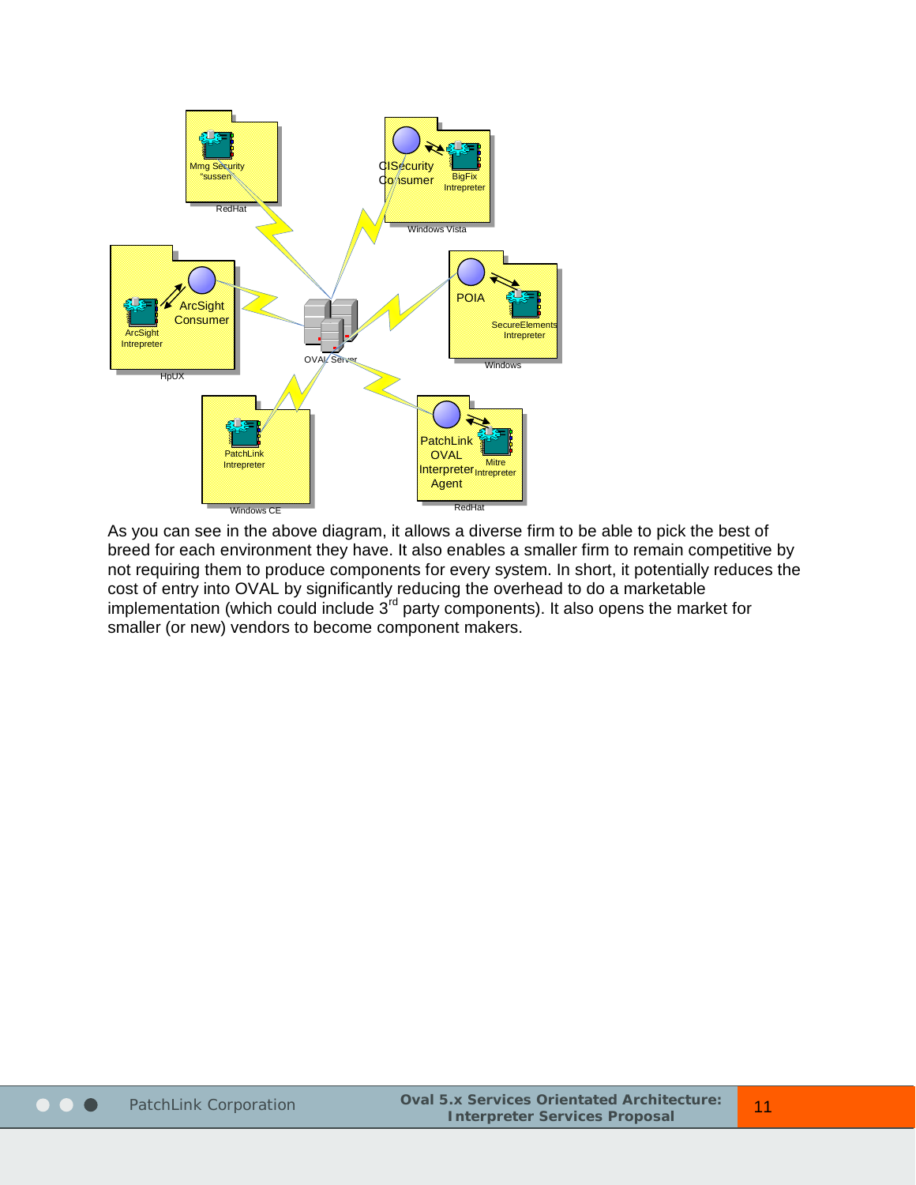As you can see in the above diagram, it allows a diverse firm to be able to pick the best of breed for each environment they have. It also enables a smaller firm to remain competitive by not requiring them to produce components for every system. In short, it potentially reduces the cost of entry into OVAL by significantly reducing the overhead to do a marketable implementation (which could include 3rd party components). It also opens the market for smaller (or new) vendors to become component makers.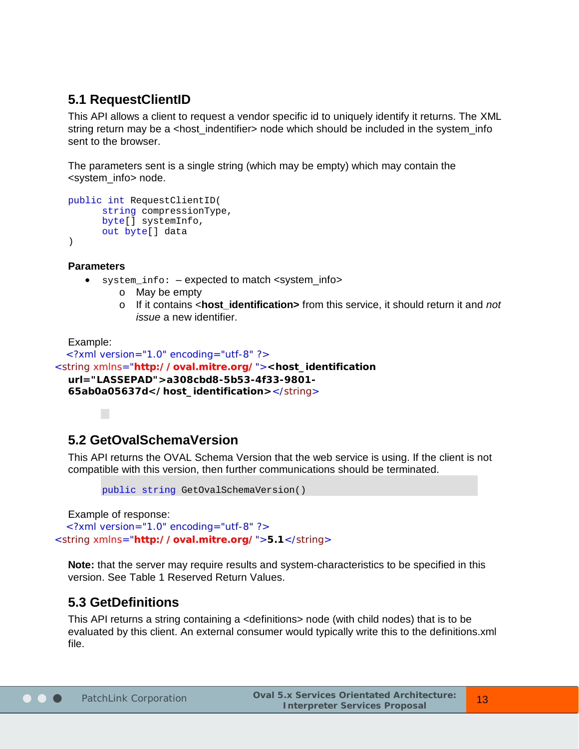## 5.1 RequestClientID

This API allows a client to request a vendor specific id to uniquely identify it returns. The XML string return may be a <host_indentifier> node which should be included in the system_info sent to the browser.

The parameters sent is a single string (which may be empty) which may contain the <system_info> node.

```
public int RequestClientID(
      string compressionType,
      byte[] systemInfo,
      out byte[] data
)
```

**Parameters**

- `system_info:` – expected to match <system_info>
  - May be empty
  - If it contains <**host_identification>** from this service, it should return it and *not issue* a new identifier.

Example:

```
<?xml version="1.0" encoding="utf-8" ?>
<string xmlns="http://oval.mitre.org/"><host_identification url="LASSEPAD">a308cbd8-5b53-4f33-9801-65ab0a05637d</host_identification></string>
```

## 5.2 GetOvalSchemaVersion

This API returns the OVAL Schema Version that the web service is using. If the client is not compatible with this version, then further communications should be terminated.

```
public string GetOvalSchemaVersion()
```

Example of response:

```
<?xml version="1.0" encoding="utf-8" ?>
<string xmlns="http://oval.mitre.org/">5.1</string>
```

**Note:** that the server may require results and system-characteristics to be specified in this version. See Table 1 Reserved Return Values.

## 5.3 GetDefinitions

This API returns a string containing a <definitions> node (with child nodes) that is to be evaluated by this client. An external consumer would typically write this to the definitions.xml file.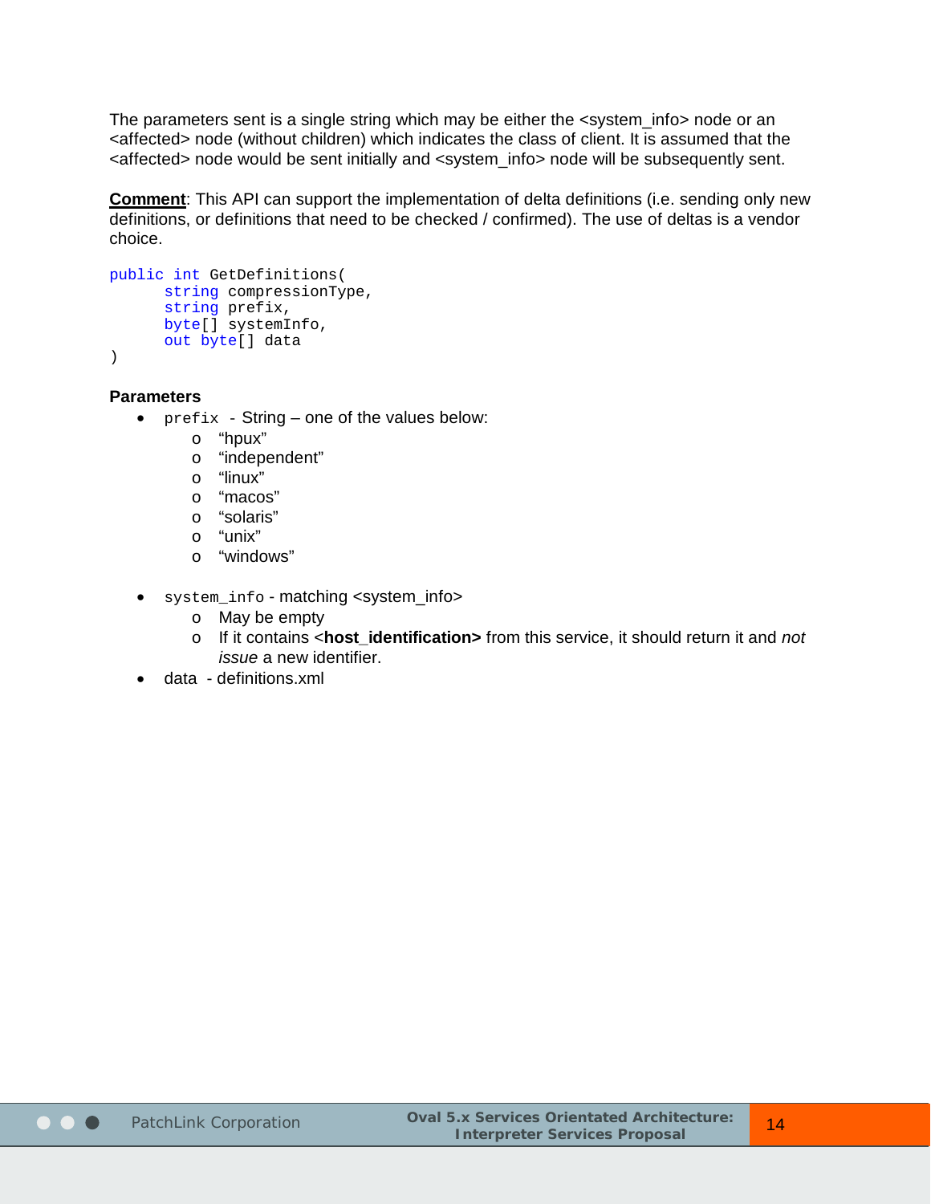The parameters sent is a single string which may be either the <system_info> node or an <affected> node (without children) which indicates the class of client. It is assumed that the <affected> node would be sent initially and <system_info> node will be subsequently sent.

**Comment**: This API can support the implementation of delta definitions (i.e. sending only new definitions, or definitions that need to be checked / confirmed). The use of deltas is a vendor choice.

```
public int GetDefinitions(
      string compressionType,
      string prefix,
      byte[] systemInfo,
      out byte[] data
)
```

**Parameters**

- `prefix` - String – one of the values below:
  - "hpux"
  - "independent"
  - "linux"
  - "macos"
  - "solaris"
  - "unix"
  - "windows"

- `system_info` - matching <system_info>
  - May be empty
  - If it contains <**host_identification>** from this service, it should return it and *not issue* a new identifier.
- data - definitions.xml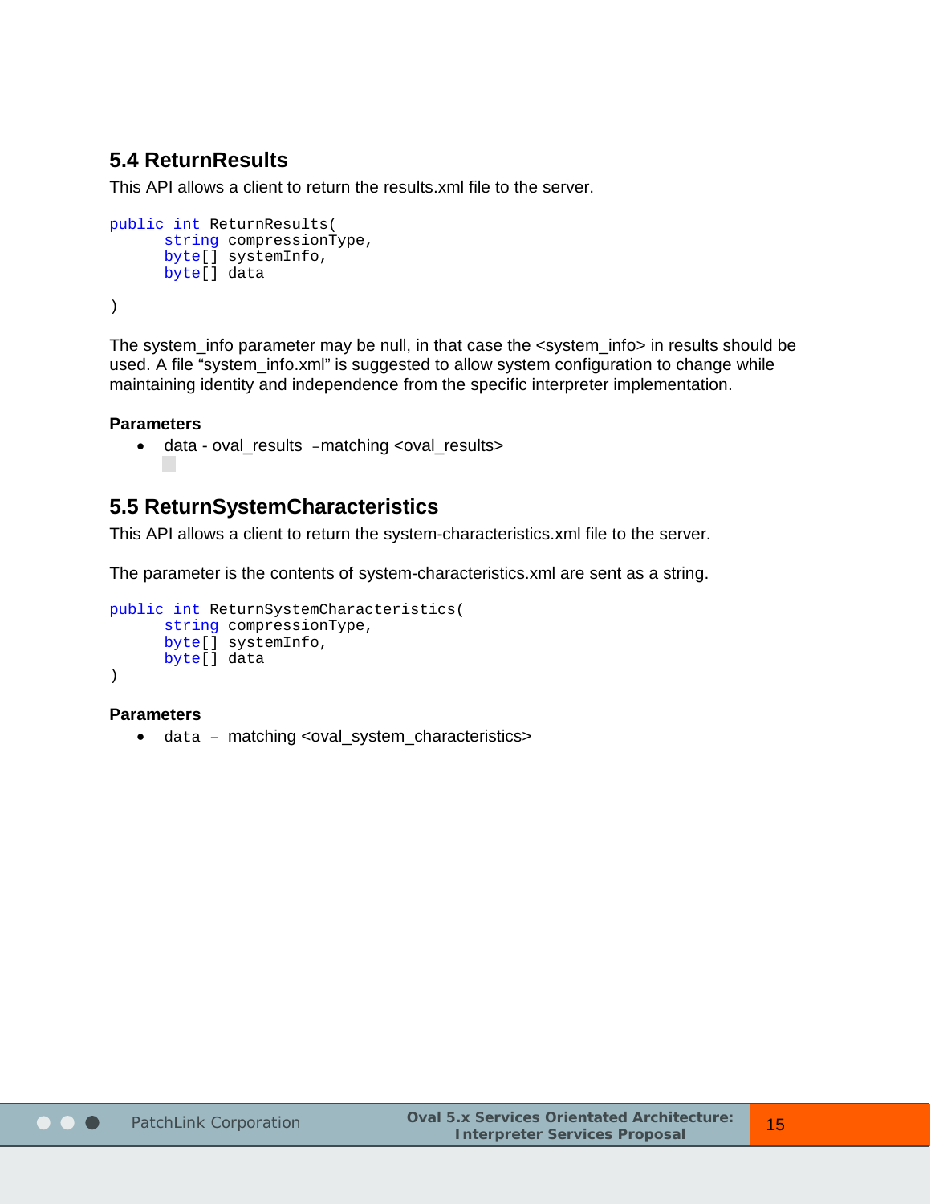## 5.4 ReturnResults

This API allows a client to return the results.xml file to the server.

```
public int ReturnResults(
      string compressionType,
      byte[] systemInfo,
      byte[] data

)
```

The system_info parameter may be null, in that case the <system_info> in results should be used. A file "system_info.xml" is suggested to allow system configuration to change while maintaining identity and independence from the specific interpreter implementation.

**Parameters**

- data - oval_results –matching <oval_results>

## 5.5 ReturnSystemCharacteristics

This API allows a client to return the system-characteristics.xml file to the server.

The parameter is the contents of system-characteristics.xml are sent as a string.

```
public int ReturnSystemCharacteristics(
      string compressionType,
      byte[] systemInfo,
      byte[] data
)
```

**Parameters**

- `data` – matching <oval_system_characteristics>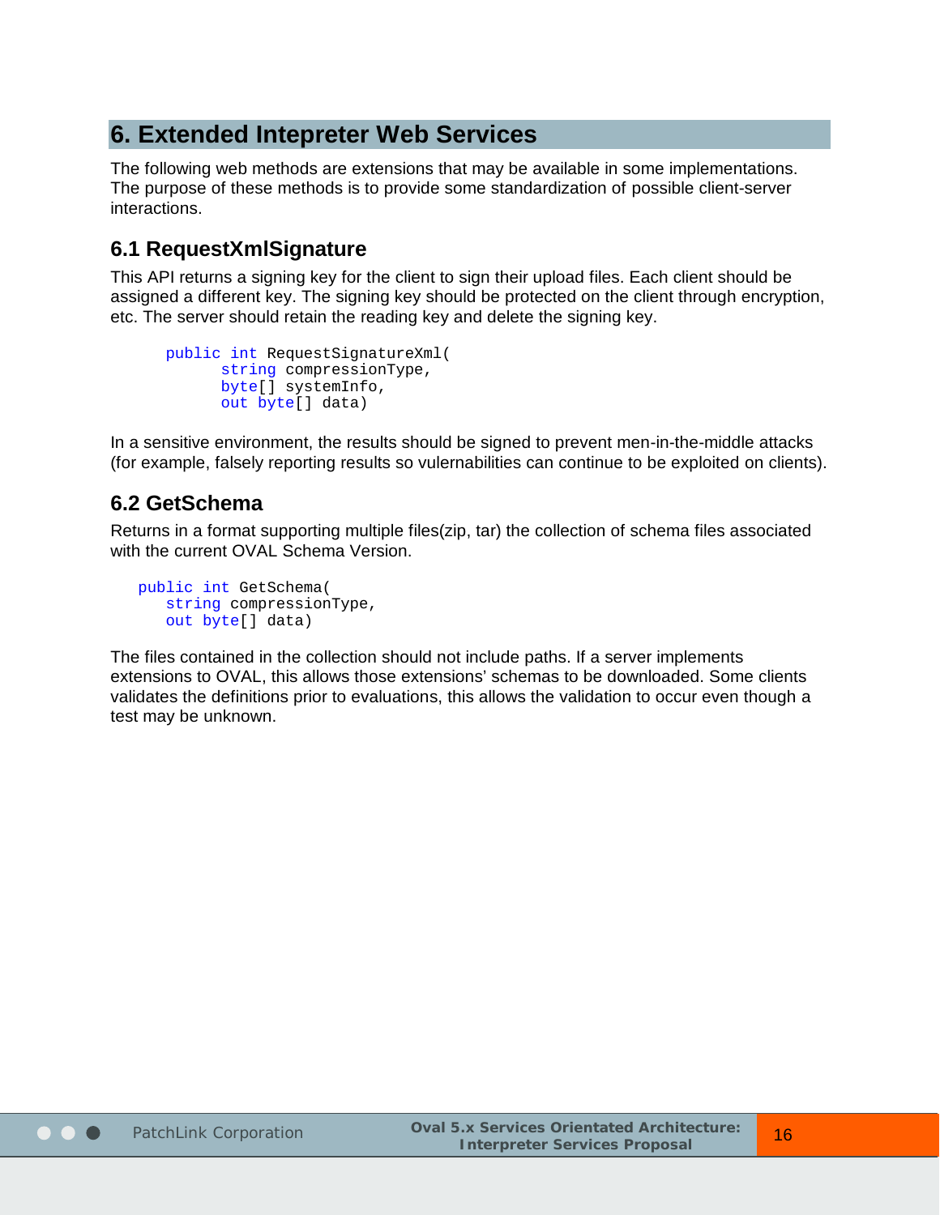# 6. Extended Intepreter Web Services

The following web methods are extensions that may be available in some implementations. The purpose of these methods is to provide some standardization of possible client-server interactions.

## 6.1 RequestXmlSignature

This API returns a signing key for the client to sign their upload files. Each client should be assigned a different key. The signing key should be protected on the client through encryption, etc. The server should retain the reading key and delete the signing key.

```
public int RequestSignatureXml(
      string compressionType,
      byte[] systemInfo,
      out byte[] data)
```

In a sensitive environment, the results should be signed to prevent men-in-the-middle attacks (for example, falsely reporting results so vulnerabilities can continue to be exploited on clients).

## 6.2 GetSchema

Returns in a format supporting multiple files(zip, tar) the collection of schema files associated with the current OVAL Schema Version.

```
public int GetSchema(
   string compressionType,
   out byte[] data)
```

The files contained in the collection should not include paths. If a server implements extensions to OVAL, this allows those extensions' schemas to be downloaded. Some clients validates the definitions prior to evaluations, this allows the validation to occur even though a test may be unknown.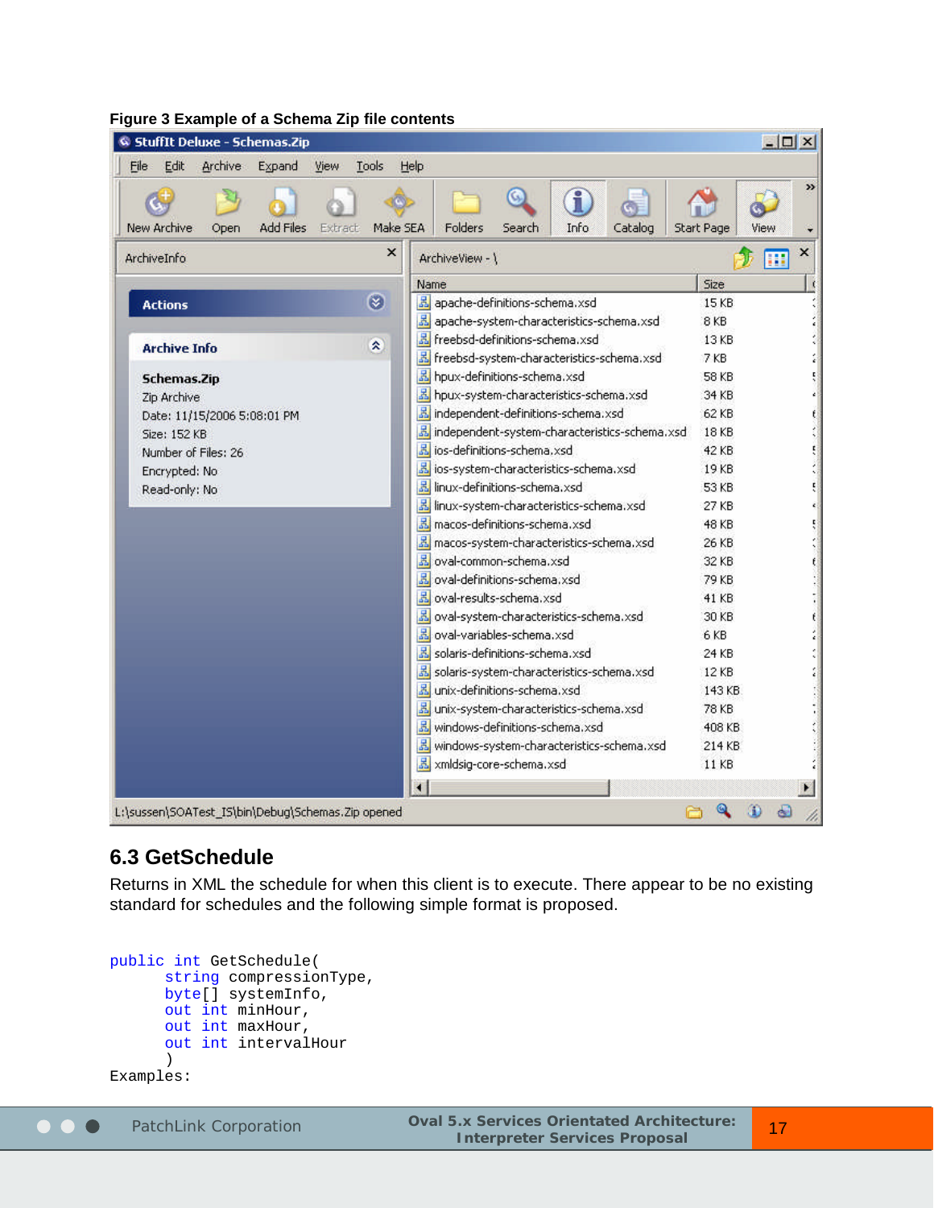**Figure 3 Example of a Schema Zip file contents**

## 6.3 GetSchedule

Returns in XML the schedule for when this client is to execute. There appear to be no existing standard for schedules and the following simple format is proposed.

```
public int GetSchedule(
      string compressionType,
      byte[] systemInfo,
      out int minHour,
      out int maxHour,
      out int intervalHour
      )
Examples:
```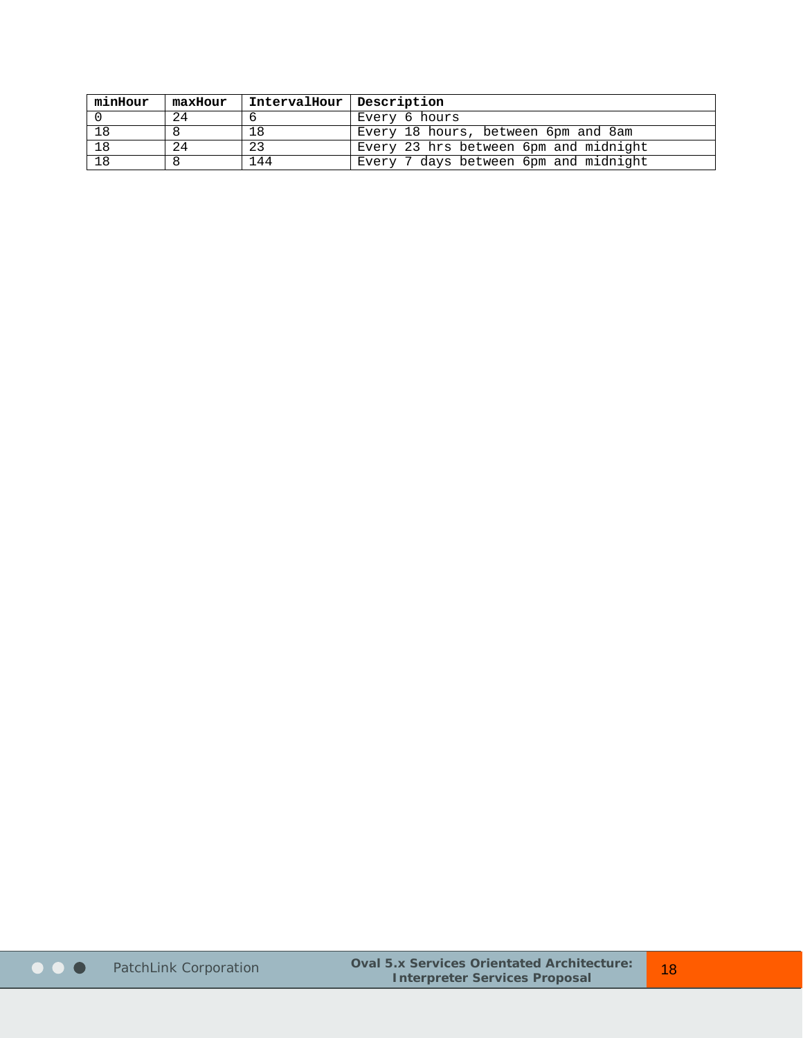| minHour | maxHour | IntervalHour | Description |
|---|---|---|---|
| 0 | 24 | 6 | Every 6 hours |
| 18 | 8 | 18 | Every 18 hours, between 6pm and 8am |
| 18 | 24 | 23 | Every 23 hrs between 6pm and midnight |
| 18 | 8 | 144 | Every 7 days between 6pm and midnight |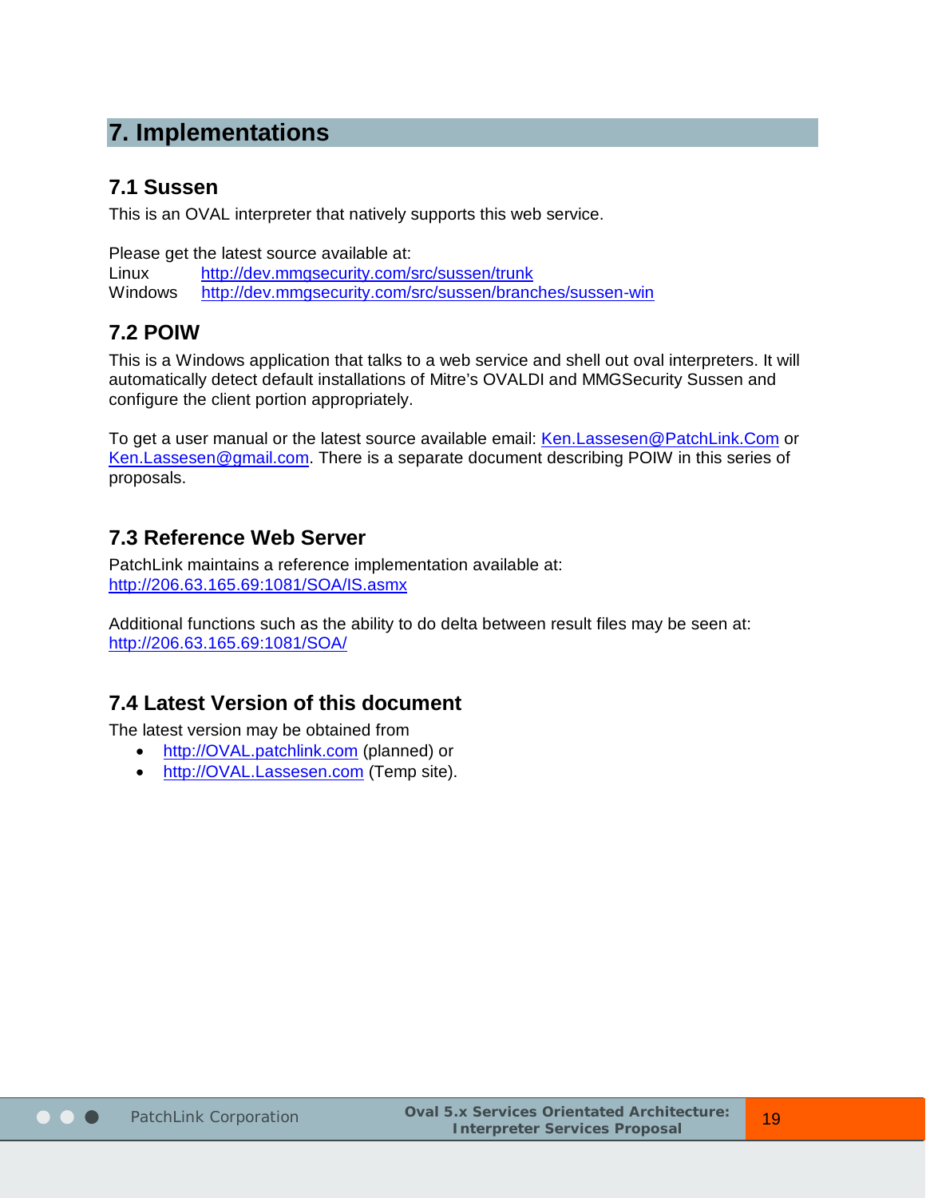# 7. Implementations

## 7.1 Sussen

This is an OVAL interpreter that natively supports this web service.

Please get the latest source available at:

Linux http://dev.mmgsecurity.com/src/sussen/trunk
Windows http://dev.mmgsecurity.com/src/sussen/branches/sussen-win

## 7.2 POIW

This is a Windows application that talks to a web service and shell out oval interpreters. It will automatically detect default installations of Mitre's OVALDI and MMGSecurity Sussen and configure the client portion appropriately.

To get a user manual or the latest source available email: Ken.Lassesen@PatchLink.Com or Ken.Lassesen@gmail.com. There is a separate document describing POIW in this series of proposals.

## 7.3 Reference Web Server

PatchLink maintains a reference implementation available at:
http://206.63.165.69:1081/SOA/IS.asmx

Additional functions such as the ability to do delta between result files may be seen at:
http://206.63.165.69:1081/SOA/

## 7.4 Latest Version of this document

The latest version may be obtained from

- http://OVAL.patchlink.com (planned) or
- http://OVAL.Lassesen.com (Temp site).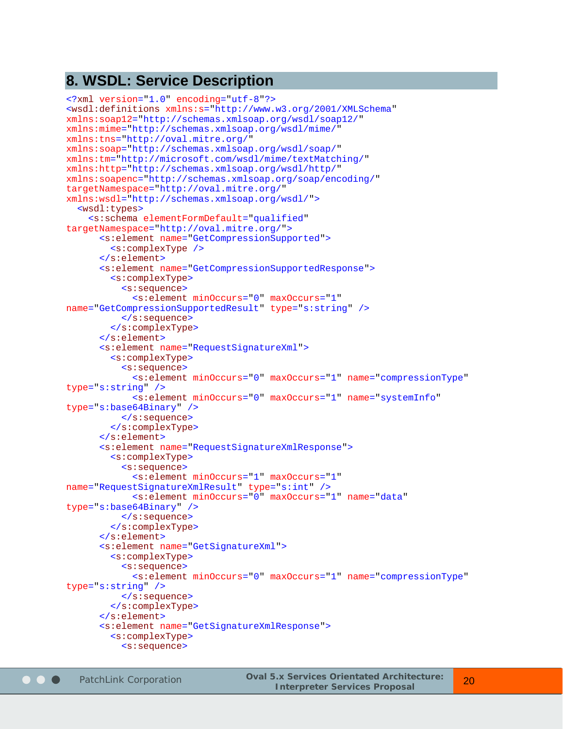## 8. WSDL: Service Description

```
<?xml version="1.0" encoding="utf-8"?>
<wsdl:definitions xmlns:s="http://www.w3.org/2001/XMLSchema"
xmlns:soap12="http://schemas.xmlsoap.org/wsdl/soap12/"
xmlns:mime="http://schemas.xmlsoap.org/wsdl/mime/"
xmlns:tns="http://oval.mitre.org/"
xmlns:soap="http://schemas.xmlsoap.org/wsdl/soap/"
xmlns:tm="http://microsoft.com/wsdl/mime/textMatching/"
xmlns:http="http://schemas.xmlsoap.org/wsdl/http/"
xmlns:soapenc="http://schemas.xmlsoap.org/soap/encoding/"
targetNamespace="http://oval.mitre.org/"
xmlns:wsdl="http://schemas.xmlsoap.org/wsdl/">
  <wsdl:types>
    <s:schema elementFormDefault="qualified"
targetNamespace="http://oval.mitre.org/">
      <s:element name="GetCompressionSupported">
        <s:complexType />
      </s:element>
      <s:element name="GetCompressionSupportedResponse">
        <s:complexType>
          <s:sequence>
            <s:element minOccurs="0" maxOccurs="1"
name="GetCompressionSupportedResult" type="s:string" />
          </s:sequence>
        </s:complexType>
      </s:element>
      <s:element name="RequestSignatureXml">
        <s:complexType>
          <s:sequence>
            <s:element minOccurs="0" maxOccurs="1" name="compressionType"
type="s:string" />
            <s:element minOccurs="0" maxOccurs="1" name="systemInfo"
type="s:base64Binary" />
          </s:sequence>
        </s:complexType>
      </s:element>
      <s:element name="RequestSignatureXmlResponse">
        <s:complexType>
          <s:sequence>
            <s:element minOccurs="1" maxOccurs="1"
name="RequestSignatureXmlResult" type="s:int" />
            <s:element minOccurs="0" maxOccurs="1" name="data"
type="s:base64Binary" />
          </s:sequence>
        </s:complexType>
      </s:element>
      <s:element name="GetSignatureXml">
        <s:complexType>
          <s:sequence>
            <s:element minOccurs="0" maxOccurs="1" name="compressionType"
type="s:string" />
          </s:sequence>
        </s:complexType>
      </s:element>
      <s:element name="GetSignatureXmlResponse">
        <s:complexType>
          <s:sequence>
```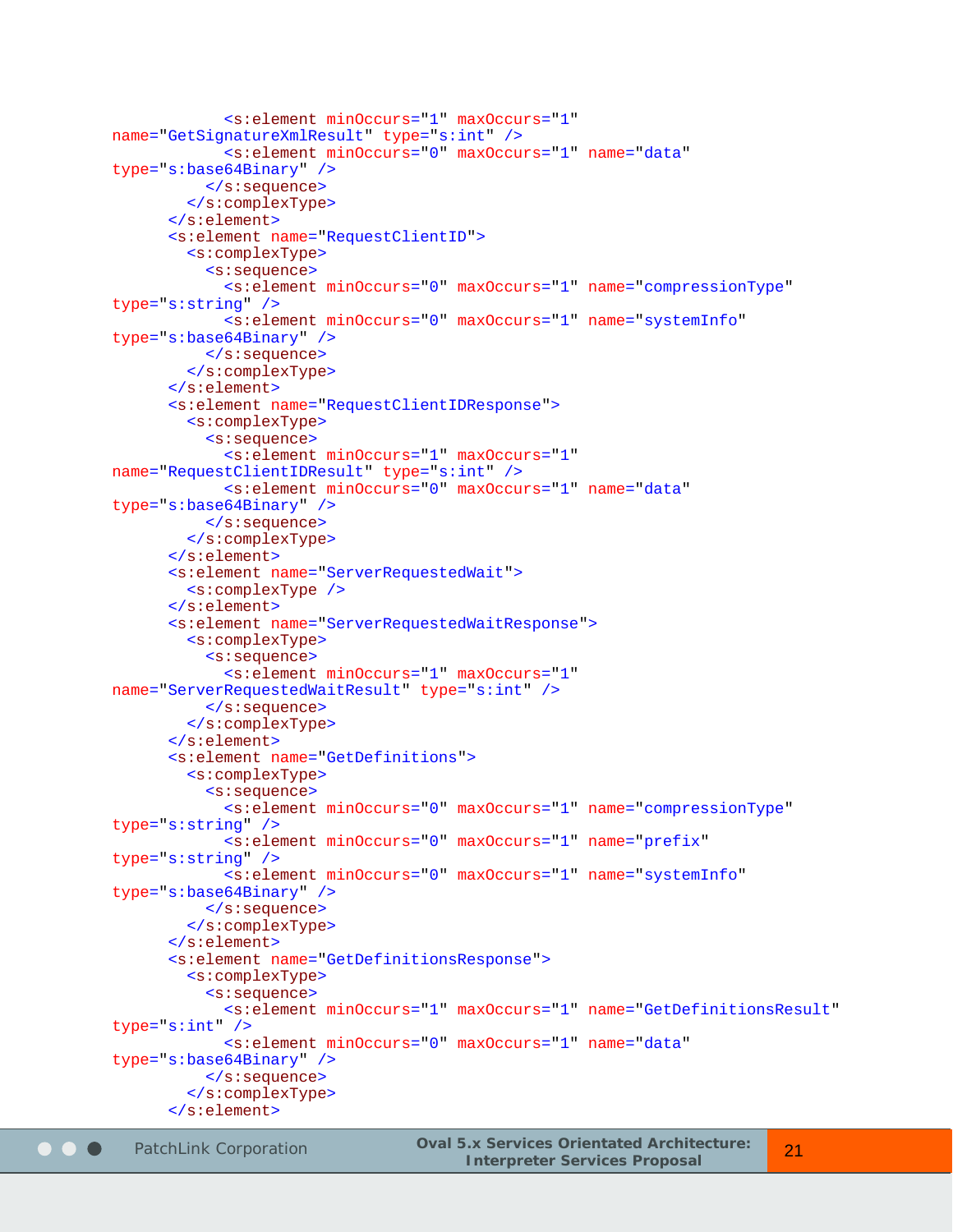```
            <s:element minOccurs="1" maxOccurs="1"
name="GetSignatureXmlResult" type="s:int" />
            <s:element minOccurs="0" maxOccurs="1" name="data"
type="s:base64Binary" />
          </s:sequence>
        </s:complexType>
      </s:element>
      <s:element name="RequestClientID">
        <s:complexType>
          <s:sequence>
            <s:element minOccurs="0" maxOccurs="1" name="compressionType"
type="s:string" />
            <s:element minOccurs="0" maxOccurs="1" name="systemInfo"
type="s:base64Binary" />
          </s:sequence>
        </s:complexType>
      </s:element>
      <s:element name="RequestClientIDResponse">
        <s:complexType>
          <s:sequence>
            <s:element minOccurs="1" maxOccurs="1"
name="RequestClientIDResult" type="s:int" />
            <s:element minOccurs="0" maxOccurs="1" name="data"
type="s:base64Binary" />
          </s:sequence>
        </s:complexType>
      </s:element>
      <s:element name="ServerRequestedWait">
        <s:complexType />
      </s:element>
      <s:element name="ServerRequestedWaitResponse">
        <s:complexType>
          <s:sequence>
            <s:element minOccurs="1" maxOccurs="1"
name="ServerRequestedWaitResult" type="s:int" />
          </s:sequence>
        </s:complexType>
      </s:element>
      <s:element name="GetDefinitions">
        <s:complexType>
          <s:sequence>
            <s:element minOccurs="0" maxOccurs="1" name="compressionType"
type="s:string" />
            <s:element minOccurs="0" maxOccurs="1" name="prefix"
type="s:string" />
            <s:element minOccurs="0" maxOccurs="1" name="systemInfo"
type="s:base64Binary" />
          </s:sequence>
        </s:complexType>
      </s:element>
      <s:element name="GetDefinitionsResponse">
        <s:complexType>
          <s:sequence>
            <s:element minOccurs="1" maxOccurs="1" name="GetDefinitionsResult"
type="s:int" />
            <s:element minOccurs="0" maxOccurs="1" name="data"
type="s:base64Binary" />
          </s:sequence>
        </s:complexType>
      </s:element>
```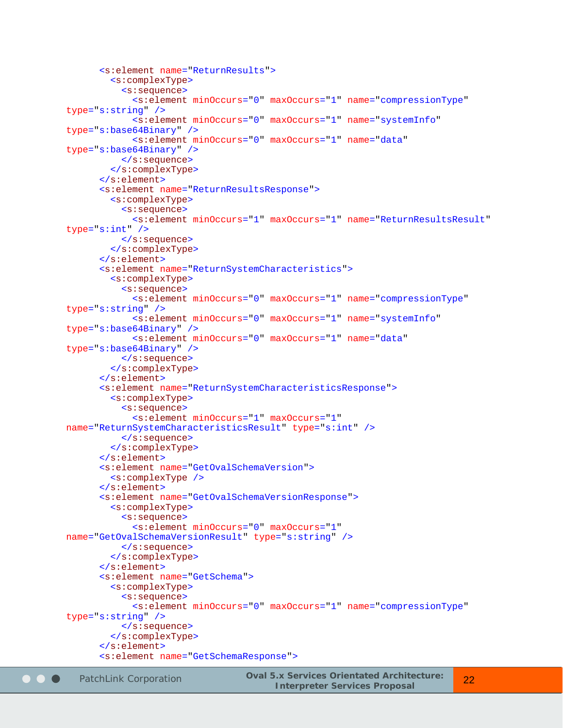```
      <s:element name="ReturnResults">
        <s:complexType>
          <s:sequence>
            <s:element minOccurs="0" maxOccurs="1" name="compressionType"
type="s:string" />
            <s:element minOccurs="0" maxOccurs="1" name="systemInfo"
type="s:base64Binary" />
            <s:element minOccurs="0" maxOccurs="1" name="data"
type="s:base64Binary" />
          </s:sequence>
        </s:complexType>
      </s:element>
      <s:element name="ReturnResultsResponse">
        <s:complexType>
          <s:sequence>
            <s:element minOccurs="1" maxOccurs="1" name="ReturnResultsResult"
type="s:int" />
          </s:sequence>
        </s:complexType>
      </s:element>
      <s:element name="ReturnSystemCharacteristics">
        <s:complexType>
          <s:sequence>
            <s:element minOccurs="0" maxOccurs="1" name="compressionType"
type="s:string" />
            <s:element minOccurs="0" maxOccurs="1" name="systemInfo"
type="s:base64Binary" />
            <s:element minOccurs="0" maxOccurs="1" name="data"
type="s:base64Binary" />
          </s:sequence>
        </s:complexType>
      </s:element>
      <s:element name="ReturnSystemCharacteristicsResponse">
        <s:complexType>
          <s:sequence>
            <s:element minOccurs="1" maxOccurs="1"
name="ReturnSystemCharacteristicsResult" type="s:int" />
          </s:sequence>
        </s:complexType>
      </s:element>
      <s:element name="GetOvalSchemaVersion">
        <s:complexType />
      </s:element>
      <s:element name="GetOvalSchemaVersionResponse">
        <s:complexType>
          <s:sequence>
            <s:element minOccurs="0" maxOccurs="1"
name="GetOvalSchemaVersionResult" type="s:string" />
          </s:sequence>
        </s:complexType>
      </s:element>
      <s:element name="GetSchema">
        <s:complexType>
          <s:sequence>
            <s:element minOccurs="0" maxOccurs="1" name="compressionType"
type="s:string" />
          </s:sequence>
        </s:complexType>
      </s:element>
      <s:element name="GetSchemaResponse">
```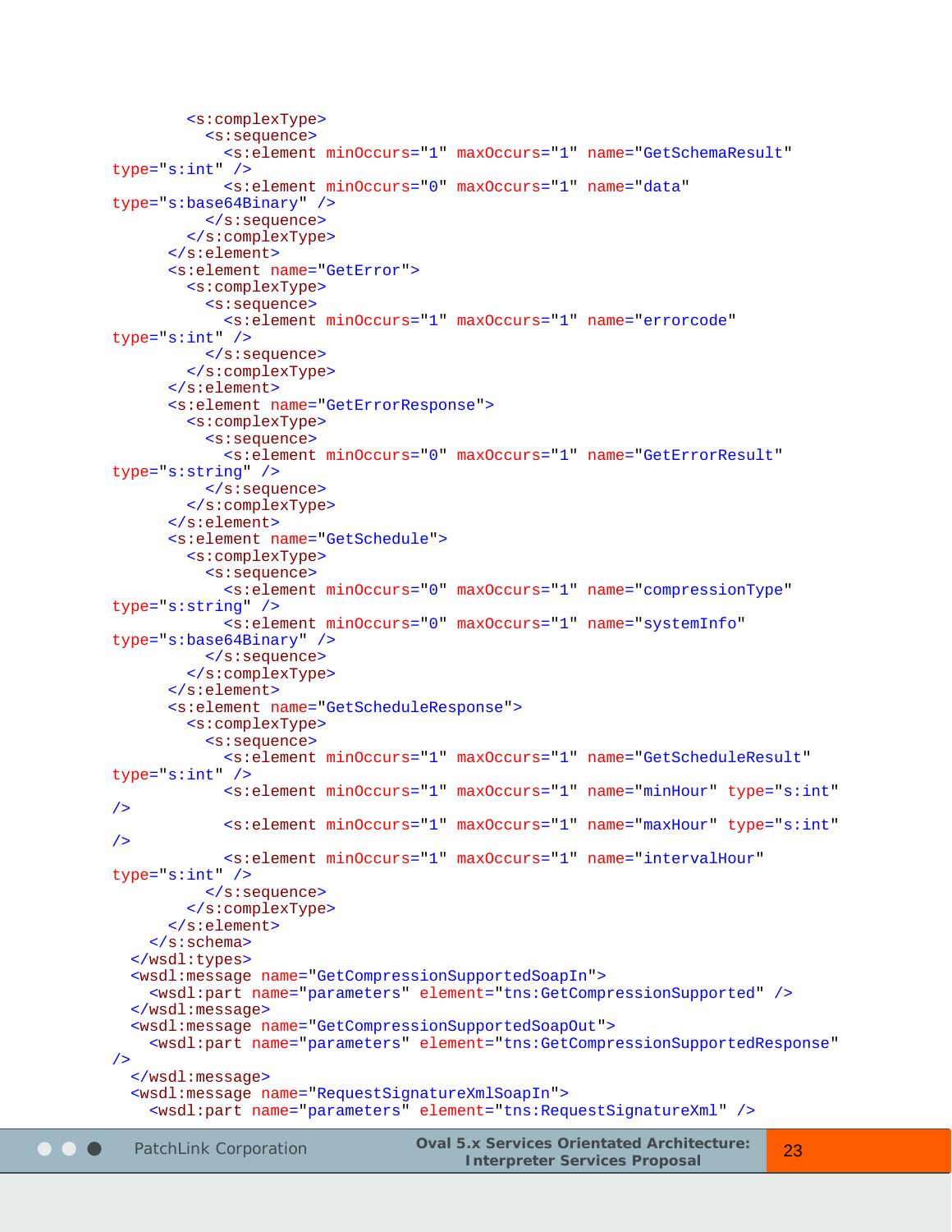```
        <s:complexType>
          <s:sequence>
            <s:element minOccurs="1" maxOccurs="1" name="GetSchemaResult"
type="s:int" />
            <s:element minOccurs="0" maxOccurs="1" name="data"
type="s:base64Binary" />
          </s:sequence>
        </s:complexType>
      </s:element>
      <s:element name="GetError">
        <s:complexType>
          <s:sequence>
            <s:element minOccurs="1" maxOccurs="1" name="errorcode"
type="s:int" />
          </s:sequence>
        </s:complexType>
      </s:element>
      <s:element name="GetErrorResponse">
        <s:complexType>
          <s:sequence>
            <s:element minOccurs="0" maxOccurs="1" name="GetErrorResult"
type="s:string" />
          </s:sequence>
        </s:complexType>
      </s:element>
      <s:element name="GetSchedule">
        <s:complexType>
          <s:sequence>
            <s:element minOccurs="0" maxOccurs="1" name="compressionType"
type="s:string" />
            <s:element minOccurs="0" maxOccurs="1" name="systemInfo"
type="s:base64Binary" />
          </s:sequence>
        </s:complexType>
      </s:element>
      <s:element name="GetScheduleResponse">
        <s:complexType>
          <s:sequence>
            <s:element minOccurs="1" maxOccurs="1" name="GetScheduleResult"
type="s:int" />
            <s:element minOccurs="1" maxOccurs="1" name="minHour" type="s:int"
/>
            <s:element minOccurs="1" maxOccurs="1" name="maxHour" type="s:int"
/>
            <s:element minOccurs="1" maxOccurs="1" name="intervalHour"
type="s:int" />
          </s:sequence>
        </s:complexType>
      </s:element>
    </s:schema>
  </wsdl:types>
  <wsdl:message name="GetCompressionSupportedSoapIn">
    <wsdl:part name="parameters" element="tns:GetCompressionSupported" />
  </wsdl:message>
  <wsdl:message name="GetCompressionSupportedSoapOut">
    <wsdl:part name="parameters" element="tns:GetCompressionSupportedResponse"
/>
  </wsdl:message>
  <wsdl:message name="RequestSignatureXmlSoapIn">
    <wsdl:part name="parameters" element="tns:RequestSignatureXml" />
```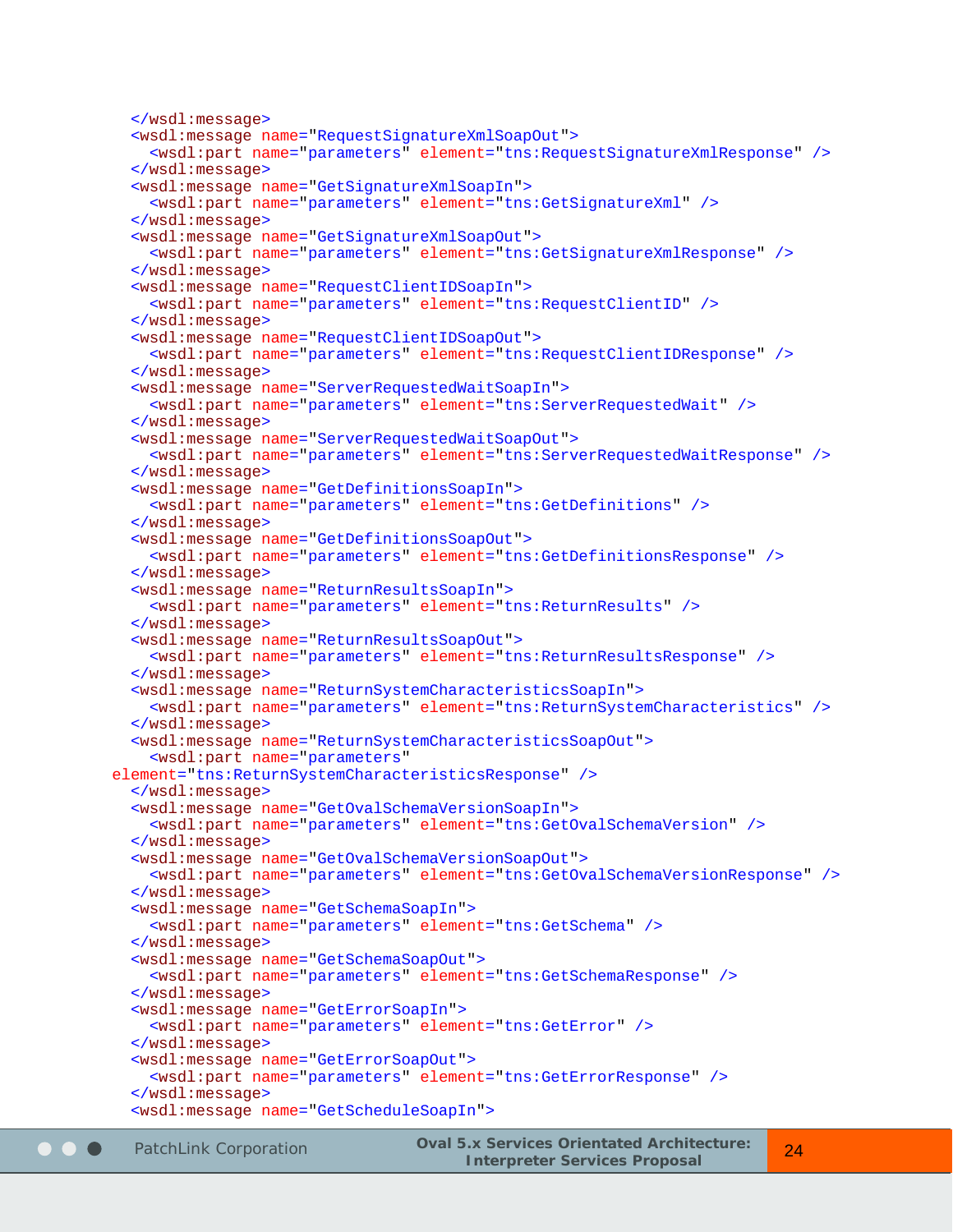```
  </wsdl:message>
  <wsdl:message name="RequestSignatureXmlSoapOut">
    <wsdl:part name="parameters" element="tns:RequestSignatureXmlResponse" />
  </wsdl:message>
  <wsdl:message name="GetSignatureXmlSoapIn">
    <wsdl:part name="parameters" element="tns:GetSignatureXml" />
  </wsdl:message>
  <wsdl:message name="GetSignatureXmlSoapOut">
    <wsdl:part name="parameters" element="tns:GetSignatureXmlResponse" />
  </wsdl:message>
  <wsdl:message name="RequestClientIDSoapIn">
    <wsdl:part name="parameters" element="tns:RequestClientID" />
  </wsdl:message>
  <wsdl:message name="RequestClientIDSoapOut">
    <wsdl:part name="parameters" element="tns:RequestClientIDResponse" />
  </wsdl:message>
  <wsdl:message name="ServerRequestedWaitSoapIn">
    <wsdl:part name="parameters" element="tns:ServerRequestedWait" />
  </wsdl:message>
  <wsdl:message name="ServerRequestedWaitSoapOut">
    <wsdl:part name="parameters" element="tns:ServerRequestedWaitResponse" />
  </wsdl:message>
  <wsdl:message name="GetDefinitionsSoapIn">
    <wsdl:part name="parameters" element="tns:GetDefinitions" />
  </wsdl:message>
  <wsdl:message name="GetDefinitionsSoapOut">
    <wsdl:part name="parameters" element="tns:GetDefinitionsResponse" />
  </wsdl:message>
  <wsdl:message name="ReturnResultsSoapIn">
    <wsdl:part name="parameters" element="tns:ReturnResults" />
  </wsdl:message>
  <wsdl:message name="ReturnResultsSoapOut">
    <wsdl:part name="parameters" element="tns:ReturnResultsResponse" />
  </wsdl:message>
  <wsdl:message name="ReturnSystemCharacteristicsSoapIn">
    <wsdl:part name="parameters" element="tns:ReturnSystemCharacteristics" />
  </wsdl:message>
  <wsdl:message name="ReturnSystemCharacteristicsSoapOut">
    <wsdl:part name="parameters"
element="tns:ReturnSystemCharacteristicsResponse" />
  </wsdl:message>
  <wsdl:message name="GetOvalSchemaVersionSoapIn">
    <wsdl:part name="parameters" element="tns:GetOvalSchemaVersion" />
  </wsdl:message>
  <wsdl:message name="GetOvalSchemaVersionSoapOut">
    <wsdl:part name="parameters" element="tns:GetOvalSchemaVersionResponse" />
  </wsdl:message>
  <wsdl:message name="GetSchemaSoapIn">
    <wsdl:part name="parameters" element="tns:GetSchema" />
  </wsdl:message>
  <wsdl:message name="GetSchemaSoapOut">
    <wsdl:part name="parameters" element="tns:GetSchemaResponse" />
  </wsdl:message>
  <wsdl:message name="GetErrorSoapIn">
    <wsdl:part name="parameters" element="tns:GetError" />
  </wsdl:message>
  <wsdl:message name="GetErrorSoapOut">
    <wsdl:part name="parameters" element="tns:GetErrorResponse" />
  </wsdl:message>
  <wsdl:message name="GetScheduleSoapIn">
```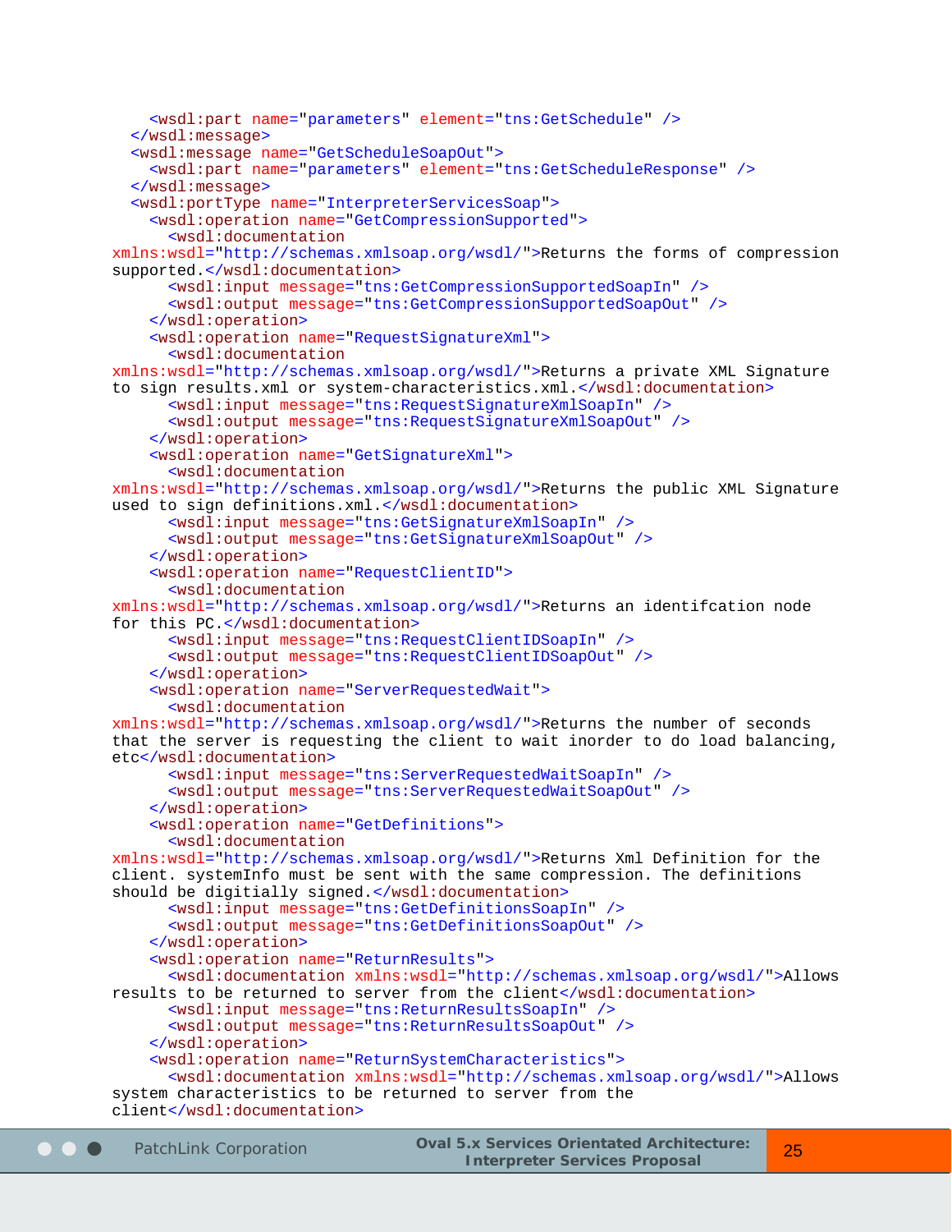```
      <wsdl:part name="parameters" element="tns:GetSchedule" />
    </wsdl:message>
    <wsdl:message name="GetScheduleSoapOut">
      <wsdl:part name="parameters" element="tns:GetScheduleResponse" />
    </wsdl:message>
    <wsdl:portType name="InterpreterServicesSoap">
      <wsdl:operation name="GetCompressionSupported">
        <wsdl:documentation
xmlns:wsdl="http://schemas.xmlsoap.org/wsdl/">Returns the forms of compression
supported.</wsdl:documentation>
        <wsdl:input message="tns:GetCompressionSupportedSoapIn" />
        <wsdl:output message="tns:GetCompressionSupportedSoapOut" />
      </wsdl:operation>
      <wsdl:operation name="RequestSignatureXml">
        <wsdl:documentation
xmlns:wsdl="http://schemas.xmlsoap.org/wsdl/">Returns a private XML Signature
to sign results.xml or system-characteristics.xml.</wsdl:documentation>
        <wsdl:input message="tns:RequestSignatureXmlSoapIn" />
        <wsdl:output message="tns:RequestSignatureXmlSoapOut" />
      </wsdl:operation>
      <wsdl:operation name="GetSignatureXml">
        <wsdl:documentation
xmlns:wsdl="http://schemas.xmlsoap.org/wsdl/">Returns the public XML Signature
used to sign definitions.xml.</wsdl:documentation>
        <wsdl:input message="tns:GetSignatureXmlSoapIn" />
        <wsdl:output message="tns:GetSignatureXmlSoapOut" />
      </wsdl:operation>
      <wsdl:operation name="RequestClientID">
        <wsdl:documentation
xmlns:wsdl="http://schemas.xmlsoap.org/wsdl/">Returns an identifcation node
for this PC.</wsdl:documentation>
        <wsdl:input message="tns:RequestClientIDSoapIn" />
        <wsdl:output message="tns:RequestClientIDSoapOut" />
      </wsdl:operation>
      <wsdl:operation name="ServerRequestedWait">
        <wsdl:documentation
xmlns:wsdl="http://schemas.xmlsoap.org/wsdl/">Returns the number of seconds
that the server is requesting the client to wait inorder to do load balancing,
etc</wsdl:documentation>
        <wsdl:input message="tns:ServerRequestedWaitSoapIn" />
        <wsdl:output message="tns:ServerRequestedWaitSoapOut" />
      </wsdl:operation>
      <wsdl:operation name="GetDefinitions">
        <wsdl:documentation
xmlns:wsdl="http://schemas.xmlsoap.org/wsdl/">Returns Xml Definition for the
client. systemInfo must be sent with the same compression. The definitions
should be digitially signed.</wsdl:documentation>
        <wsdl:input message="tns:GetDefinitionsSoapIn" />
        <wsdl:output message="tns:GetDefinitionsSoapOut" />
      </wsdl:operation>
      <wsdl:operation name="ReturnResults">
        <wsdl:documentation xmlns:wsdl="http://schemas.xmlsoap.org/wsdl/">Allows
results to be returned to server from the client</wsdl:documentation>
        <wsdl:input message="tns:ReturnResultsSoapIn" />
        <wsdl:output message="tns:ReturnResultsSoapOut" />
      </wsdl:operation>
      <wsdl:operation name="ReturnSystemCharacteristics">
        <wsdl:documentation xmlns:wsdl="http://schemas.xmlsoap.org/wsdl/">Allows
system characteristics to be returned to server from the
client</wsdl:documentation>
```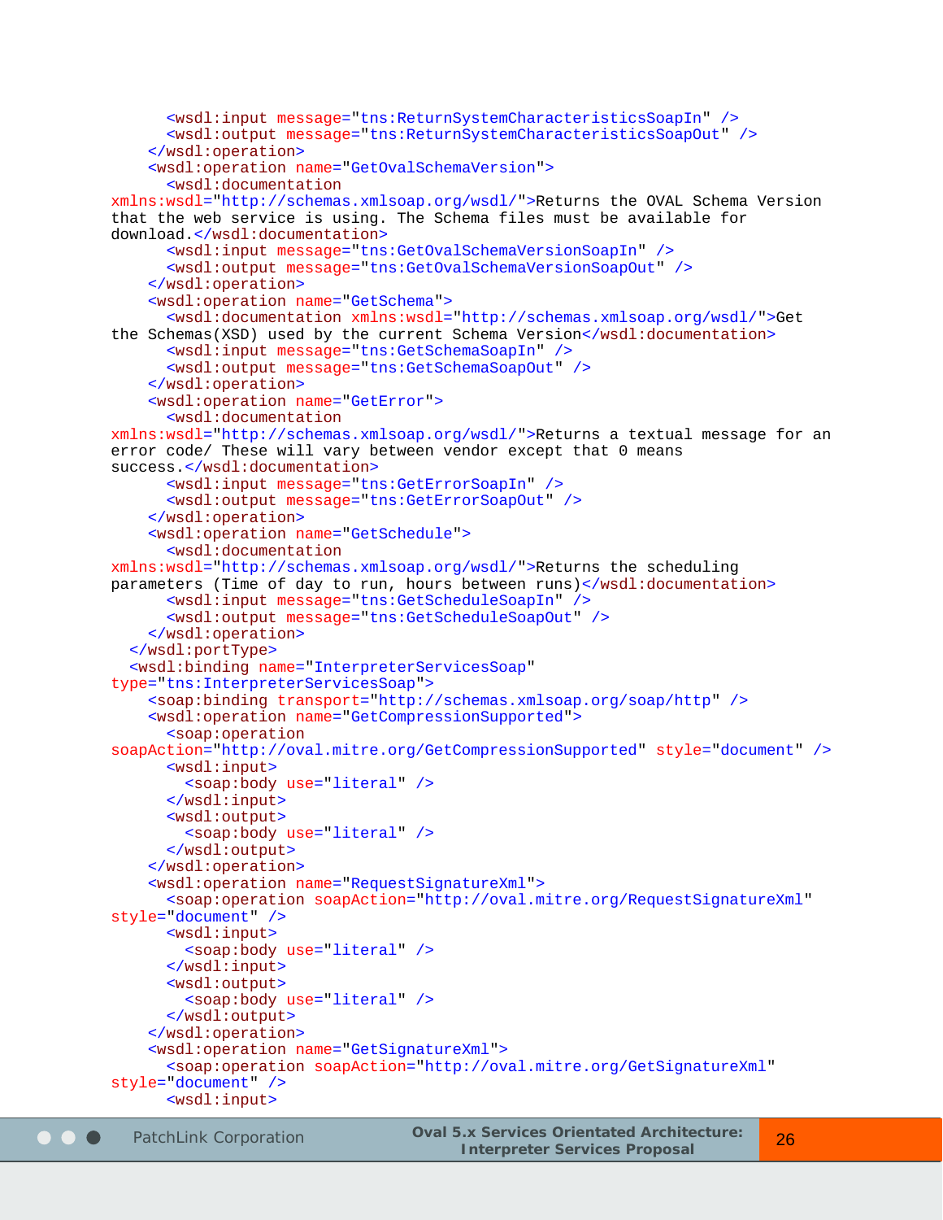```
      <wsdl:input message="tns:ReturnSystemCharacteristicsSoapIn" />
      <wsdl:output message="tns:ReturnSystemCharacteristicsSoapOut" />
    </wsdl:operation>
    <wsdl:operation name="GetOvalSchemaVersion">
      <wsdl:documentation
xmlns:wsdl="http://schemas.xmlsoap.org/wsdl/">Returns the OVAL Schema Version
that the web service is using. The Schema files must be available for
download.</wsdl:documentation>
      <wsdl:input message="tns:GetOvalSchemaVersionSoapIn" />
      <wsdl:output message="tns:GetOvalSchemaVersionSoapOut" />
    </wsdl:operation>
    <wsdl:operation name="GetSchema">
      <wsdl:documentation xmlns:wsdl="http://schemas.xmlsoap.org/wsdl/">Get
the Schemas(XSD) used by the current Schema Version</wsdl:documentation>
      <wsdl:input message="tns:GetSchemaSoapIn" />
      <wsdl:output message="tns:GetSchemaSoapOut" />
    </wsdl:operation>
    <wsdl:operation name="GetError">
      <wsdl:documentation
xmlns:wsdl="http://schemas.xmlsoap.org/wsdl/">Returns a textual message for an
error code/ These will vary between vendor except that 0 means
success.</wsdl:documentation>
      <wsdl:input message="tns:GetErrorSoapIn" />
      <wsdl:output message="tns:GetErrorSoapOut" />
    </wsdl:operation>
    <wsdl:operation name="GetSchedule">
      <wsdl:documentation
xmlns:wsdl="http://schemas.xmlsoap.org/wsdl/">Returns the scheduling
parameters (Time of day to run, hours between runs)</wsdl:documentation>
      <wsdl:input message="tns:GetScheduleSoapIn" />
      <wsdl:output message="tns:GetScheduleSoapOut" />
    </wsdl:operation>
  </wsdl:portType>
  <wsdl:binding name="InterpreterServicesSoap"
type="tns:InterpreterServicesSoap">
    <soap:binding transport="http://schemas.xmlsoap.org/soap/http" />
    <wsdl:operation name="GetCompressionSupported">
      <soap:operation
soapAction="http://oval.mitre.org/GetCompressionSupported" style="document" />
      <wsdl:input>
        <soap:body use="literal" />
      </wsdl:input>
      <wsdl:output>
        <soap:body use="literal" />
      </wsdl:output>
    </wsdl:operation>
    <wsdl:operation name="RequestSignatureXml">
      <soap:operation soapAction="http://oval.mitre.org/RequestSignatureXml"
style="document" />
      <wsdl:input>
        <soap:body use="literal" />
      </wsdl:input>
      <wsdl:output>
        <soap:body use="literal" />
      </wsdl:output>
    </wsdl:operation>
    <wsdl:operation name="GetSignatureXml">
      <soap:operation soapAction="http://oval.mitre.org/GetSignatureXml"
style="document" />
      <wsdl:input>
```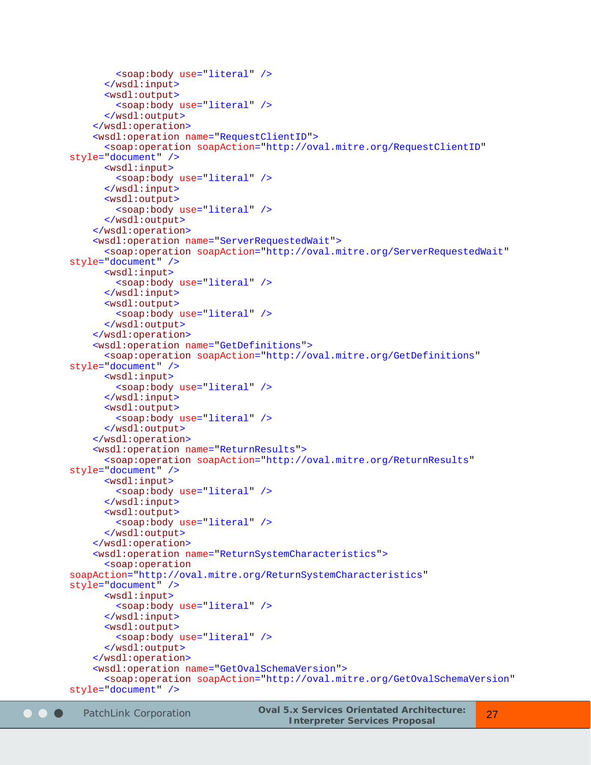```
        <soap:body use="literal" />
      </wsdl:input>
      <wsdl:output>
        <soap:body use="literal" />
      </wsdl:output>
    </wsdl:operation>
    <wsdl:operation name="RequestClientID">
      <soap:operation soapAction="http://oval.mitre.org/RequestClientID"
style="document" />
      <wsdl:input>
        <soap:body use="literal" />
      </wsdl:input>
      <wsdl:output>
        <soap:body use="literal" />
      </wsdl:output>
    </wsdl:operation>
    <wsdl:operation name="ServerRequestedWait">
      <soap:operation soapAction="http://oval.mitre.org/ServerRequestedWait"
style="document" />
      <wsdl:input>
        <soap:body use="literal" />
      </wsdl:input>
      <wsdl:output>
        <soap:body use="literal" />
      </wsdl:output>
    </wsdl:operation>
    <wsdl:operation name="GetDefinitions">
      <soap:operation soapAction="http://oval.mitre.org/GetDefinitions"
style="document" />
      <wsdl:input>
        <soap:body use="literal" />
      </wsdl:input>
      <wsdl:output>
        <soap:body use="literal" />
      </wsdl:output>
    </wsdl:operation>
    <wsdl:operation name="ReturnResults">
      <soap:operation soapAction="http://oval.mitre.org/ReturnResults"
style="document" />
      <wsdl:input>
        <soap:body use="literal" />
      </wsdl:input>
      <wsdl:output>
        <soap:body use="literal" />
      </wsdl:output>
    </wsdl:operation>
    <wsdl:operation name="ReturnSystemCharacteristics">
      <soap:operation
soapAction="http://oval.mitre.org/ReturnSystemCharacteristics"
style="document" />
      <wsdl:input>
        <soap:body use="literal" />
      </wsdl:input>
      <wsdl:output>
        <soap:body use="literal" />
      </wsdl:output>
    </wsdl:operation>
    <wsdl:operation name="GetOvalSchemaVersion">
      <soap:operation soapAction="http://oval.mitre.org/GetOvalSchemaVersion"
style="document" />
```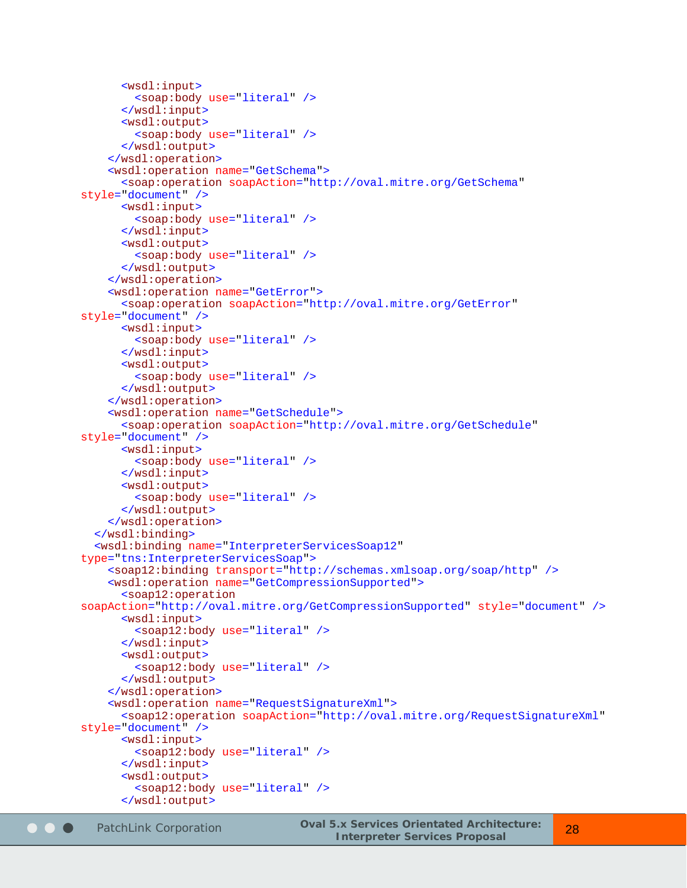```
        <wsdl:input>
          <soap:body use="literal" />
        </wsdl:input>
        <wsdl:output>
          <soap:body use="literal" />
        </wsdl:output>
      </wsdl:operation>
      <wsdl:operation name="GetSchema">
        <soap:operation soapAction="http://oval.mitre.org/GetSchema"
style="document" />
        <wsdl:input>
          <soap:body use="literal" />
        </wsdl:input>
        <wsdl:output>
          <soap:body use="literal" />
        </wsdl:output>
      </wsdl:operation>
      <wsdl:operation name="GetError">
        <soap:operation soapAction="http://oval.mitre.org/GetError"
style="document" />
        <wsdl:input>
          <soap:body use="literal" />
        </wsdl:input>
        <wsdl:output>
          <soap:body use="literal" />
        </wsdl:output>
      </wsdl:operation>
      <wsdl:operation name="GetSchedule">
        <soap:operation soapAction="http://oval.mitre.org/GetSchedule"
style="document" />
        <wsdl:input>
          <soap:body use="literal" />
        </wsdl:input>
        <wsdl:output>
          <soap:body use="literal" />
        </wsdl:output>
      </wsdl:operation>
    </wsdl:binding>
    <wsdl:binding name="InterpreterServicesSoap12"
type="tns:InterpreterServicesSoap">
      <soap12:binding transport="http://schemas.xmlsoap.org/soap/http" />
      <wsdl:operation name="GetCompressionSupported">
        <soap12:operation
soapAction="http://oval.mitre.org/GetCompressionSupported" style="document" />
        <wsdl:input>
          <soap12:body use="literal" />
        </wsdl:input>
        <wsdl:output>
          <soap12:body use="literal" />
        </wsdl:output>
      </wsdl:operation>
      <wsdl:operation name="RequestSignatureXml">
        <soap12:operation soapAction="http://oval.mitre.org/RequestSignatureXml"
style="document" />
        <wsdl:input>
          <soap12:body use="literal" />
        </wsdl:input>
        <wsdl:output>
          <soap12:body use="literal" />
        </wsdl:output>
```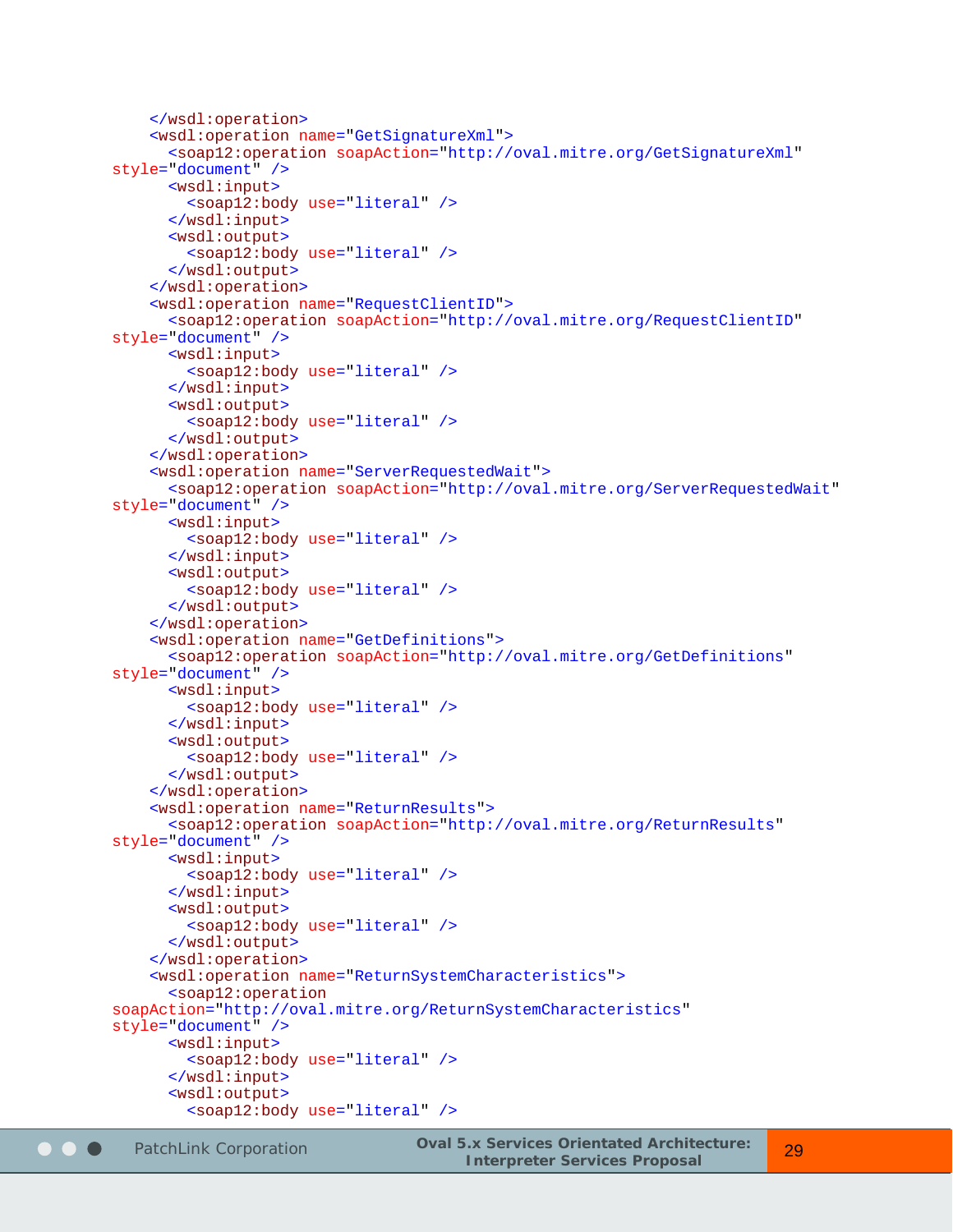```xml
    </wsdl:operation>
    <wsdl:operation name="GetSignatureXml">
      <soap12:operation soapAction="http://oval.mitre.org/GetSignatureXml"
style="document" />
      <wsdl:input>
        <soap12:body use="literal" />
      </wsdl:input>
      <wsdl:output>
        <soap12:body use="literal" />
      </wsdl:output>
    </wsdl:operation>
    <wsdl:operation name="RequestClientID">
      <soap12:operation soapAction="http://oval.mitre.org/RequestClientID"
style="document" />
      <wsdl:input>
        <soap12:body use="literal" />
      </wsdl:input>
      <wsdl:output>
        <soap12:body use="literal" />
      </wsdl:output>
    </wsdl:operation>
    <wsdl:operation name="ServerRequestedWait">
      <soap12:operation soapAction="http://oval.mitre.org/ServerRequestedWait"
style="document" />
      <wsdl:input>
        <soap12:body use="literal" />
      </wsdl:input>
      <wsdl:output>
        <soap12:body use="literal" />
      </wsdl:output>
    </wsdl:operation>
    <wsdl:operation name="GetDefinitions">
      <soap12:operation soapAction="http://oval.mitre.org/GetDefinitions"
style="document" />
      <wsdl:input>
        <soap12:body use="literal" />
      </wsdl:input>
      <wsdl:output>
        <soap12:body use="literal" />
      </wsdl:output>
    </wsdl:operation>
    <wsdl:operation name="ReturnResults">
      <soap12:operation soapAction="http://oval.mitre.org/ReturnResults"
style="document" />
      <wsdl:input>
        <soap12:body use="literal" />
      </wsdl:input>
      <wsdl:output>
        <soap12:body use="literal" />
      </wsdl:output>
    </wsdl:operation>
    <wsdl:operation name="ReturnSystemCharacteristics">
      <soap12:operation
soapAction="http://oval.mitre.org/ReturnSystemCharacteristics"
style="document" />
      <wsdl:input>
        <soap12:body use="literal" />
      </wsdl:input>
      <wsdl:output>
        <soap12:body use="literal" />
```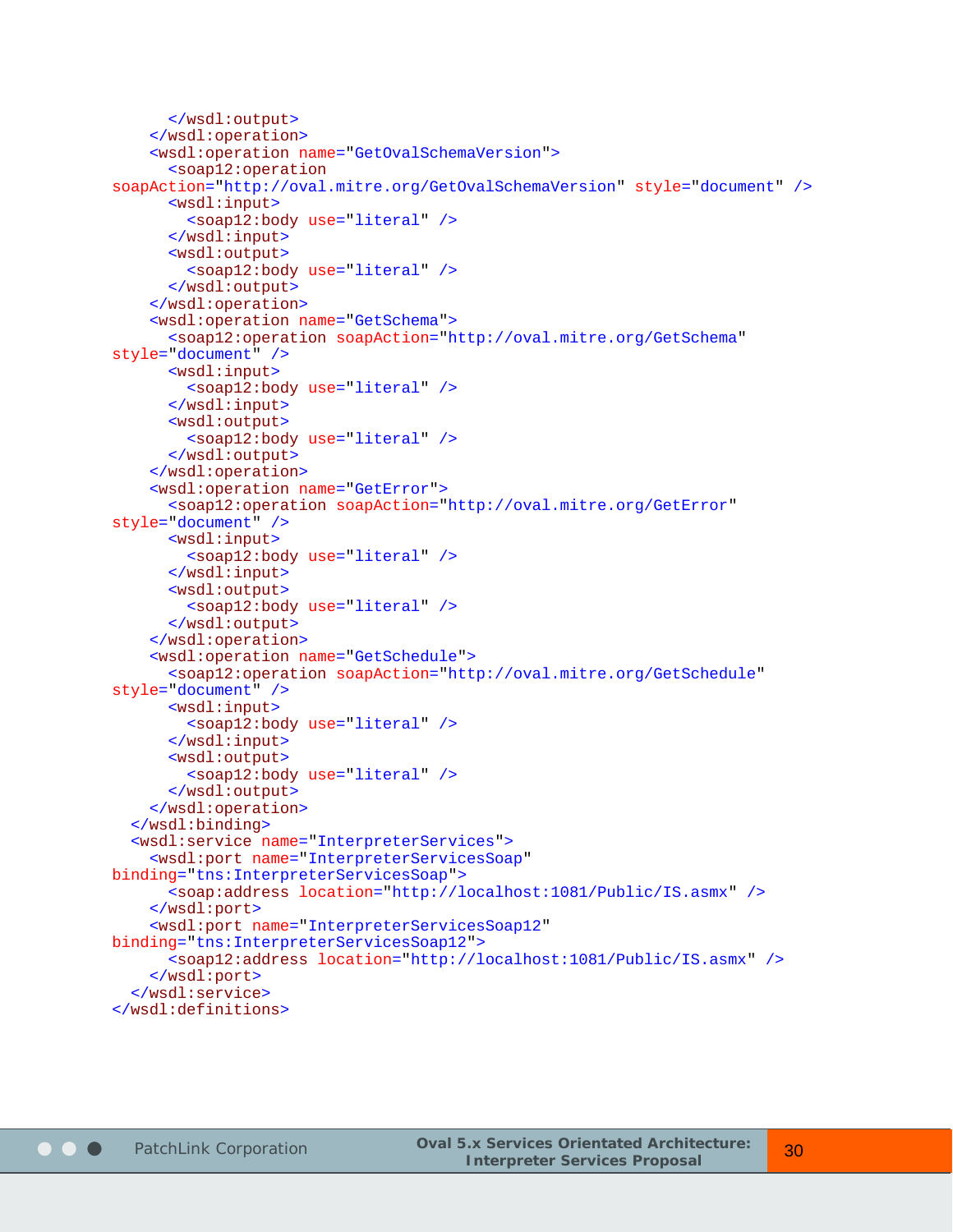```
      </wsdl:output>
    </wsdl:operation>
    <wsdl:operation name="GetOvalSchemaVersion">
      <soap12:operation
soapAction="http://oval.mitre.org/GetOvalSchemaVersion" style="document" />
      <wsdl:input>
        <soap12:body use="literal" />
      </wsdl:input>
      <wsdl:output>
        <soap12:body use="literal" />
      </wsdl:output>
    </wsdl:operation>
    <wsdl:operation name="GetSchema">
      <soap12:operation soapAction="http://oval.mitre.org/GetSchema"
style="document" />
      <wsdl:input>
        <soap12:body use="literal" />
      </wsdl:input>
      <wsdl:output>
        <soap12:body use="literal" />
      </wsdl:output>
    </wsdl:operation>
    <wsdl:operation name="GetError">
      <soap12:operation soapAction="http://oval.mitre.org/GetError"
style="document" />
      <wsdl:input>
        <soap12:body use="literal" />
      </wsdl:input>
      <wsdl:output>
        <soap12:body use="literal" />
      </wsdl:output>
    </wsdl:operation>
    <wsdl:operation name="GetSchedule">
      <soap12:operation soapAction="http://oval.mitre.org/GetSchedule"
style="document" />
      <wsdl:input>
        <soap12:body use="literal" />
      </wsdl:input>
      <wsdl:output>
        <soap12:body use="literal" />
      </wsdl:output>
    </wsdl:operation>
  </wsdl:binding>
  <wsdl:service name="InterpreterServices">
    <wsdl:port name="InterpreterServicesSoap"
binding="tns:InterpreterServicesSoap">
      <soap:address location="http://localhost:1081/Public/IS.asmx" />
    </wsdl:port>
    <wsdl:port name="InterpreterServicesSoap12"
binding="tns:InterpreterServicesSoap12">
      <soap12:address location="http://localhost:1081/Public/IS.asmx" />
    </wsdl:port>
  </wsdl:service>
</wsdl:definitions>
```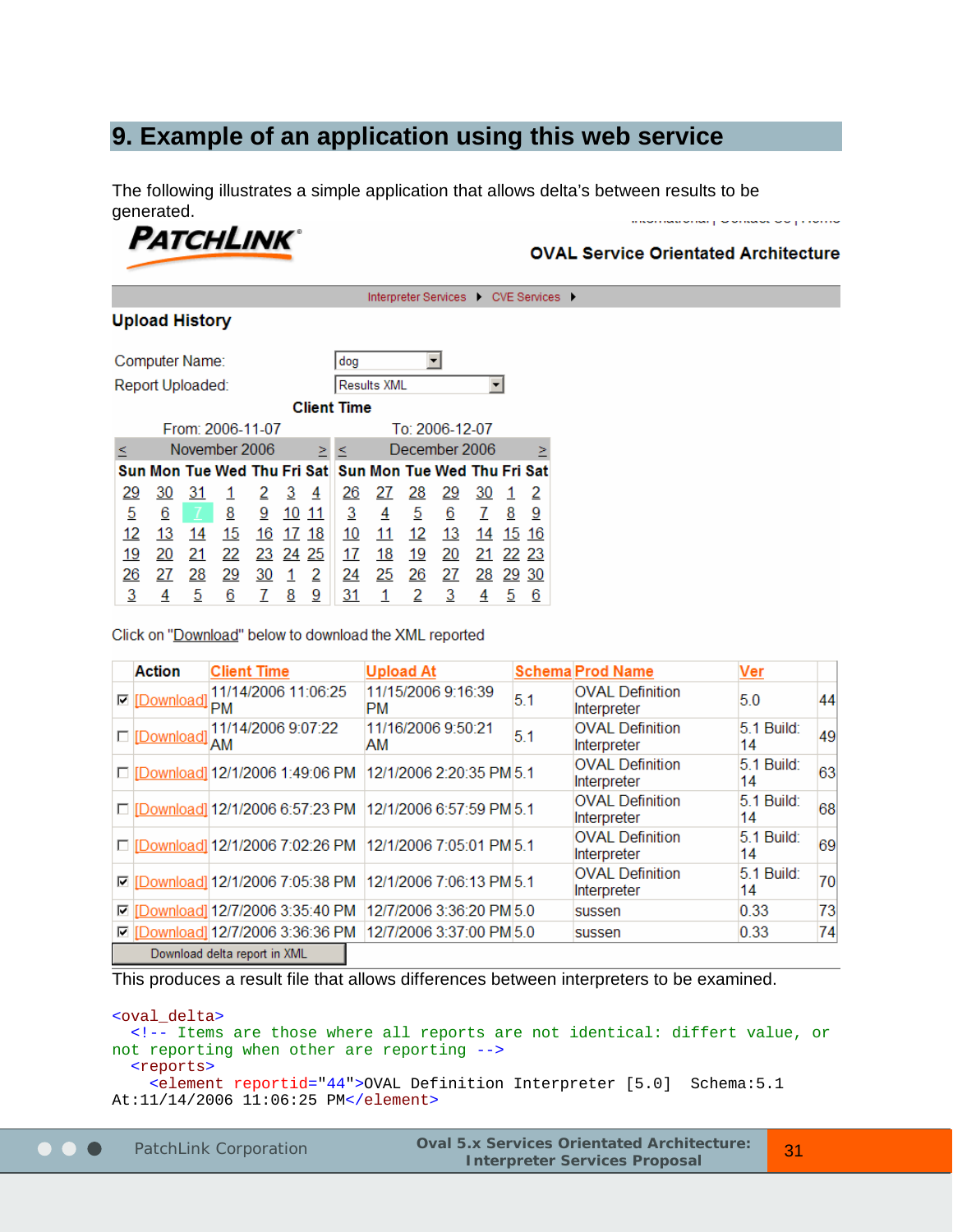# 9. Example of an application using this web service

The following illustrates a simple application that allows delta's between results to be generated.

PATCHLINK

OVAL Service Orientated Architecture

Interpreter Services ▸ CVE Services ▸

**Upload History**

Computer Name: dog

Report Uploaded: Results XML

**Client Time**

From: 2006-11-07 To: 2006-12-07

| < | | | November 2006 | | | > |
|---|---|---|---|---|---|---|
| Sun | Mon | Tue | Wed | Thu | Fri | Sat |
| 29 | 30 | 31 | 1 | 2 | 3 | 4 |
| 5 | 6 | 7 | 8 | 9 | 10 | 11 |
| 12 | 13 | 14 | 15 | 16 | 17 | 18 |
| 19 | 20 | 21 | 22 | 23 | 24 | 25 |
| 26 | 27 | 28 | 29 | 30 | 1 | 2 |
| 3 | 4 | 5 | 6 | 7 | 8 | 9 |

| < | | | December 2006 | | | > |
|---|---|---|---|---|---|---|
| Sun | Mon | Tue | Wed | Thu | Fri | Sat |
| 26 | 27 | 28 | 29 | 30 | 1 | 2 |
| 3 | 4 | 5 | 6 | 7 | 8 | 9 |
| 10 | 11 | 12 | 13 | 14 | 15 | 16 |
| 17 | 18 | 19 | 20 | 21 | 22 | 23 |
| 24 | 25 | 26 | 27 | 28 | 29 | 30 |
| 31 | 1 | 2 | 3 | 4 | 5 | 6 |

Click on "Download" below to download the XML reported

| | Action | Client Time | Upload At | Schema | Prod Name | Ver | |
|---|---|---|---|---|---|---|---|
| ☑ | [Download] | 11/14/2006 11:06:25 PM | 11/15/2006 9:16:39 PM | 5.1 | OVAL Definition Interpreter | 5.0 | 44 |
| ☐ | [Download] | 11/14/2006 9:07:22 AM | 11/16/2006 9:50:21 AM | 5.1 | OVAL Definition Interpreter | 5.1 Build: 14 | 49 |
| ☐ | [Download] | 12/1/2006 1:49:06 PM | 12/1/2006 2:20:35 PM | 5.1 | OVAL Definition Interpreter | 5.1 Build: 14 | 63 |
| ☐ | [Download] | 12/1/2006 6:57:23 PM | 12/1/2006 6:57:59 PM | 5.1 | OVAL Definition Interpreter | 5.1 Build: 14 | 68 |
| ☐ | [Download] | 12/1/2006 7:02:26 PM | 12/1/2006 7:05:01 PM | 5.1 | OVAL Definition Interpreter | 5.1 Build: 14 | 69 |
| ☑ | [Download] | 12/1/2006 7:05:38 PM | 12/1/2006 7:06:13 PM | 5.1 | OVAL Definition Interpreter | 5.1 Build: 14 | 70 |
| ☑ | [Download] | 12/7/2006 3:35:40 PM | 12/7/2006 3:36:20 PM | 5.0 | sussen | 0.33 | 73 |
| ☑ | [Download] | 12/7/2006 3:36:36 PM | 12/7/2006 3:37:00 PM | 5.0 | sussen | 0.33 | 74 |

Download delta report in XML

This produces a result file that allows differences between interpreters to be examined.

```
<oval_delta>
  <!-- Items are those where all reports are not identical: differt value, or
not reporting when other are reporting -->
  <reports>
    <element reportid="44">OVAL Definition Interpreter [5.0]  Schema:5.1
At:11/14/2006 11:06:25 PM</element>
```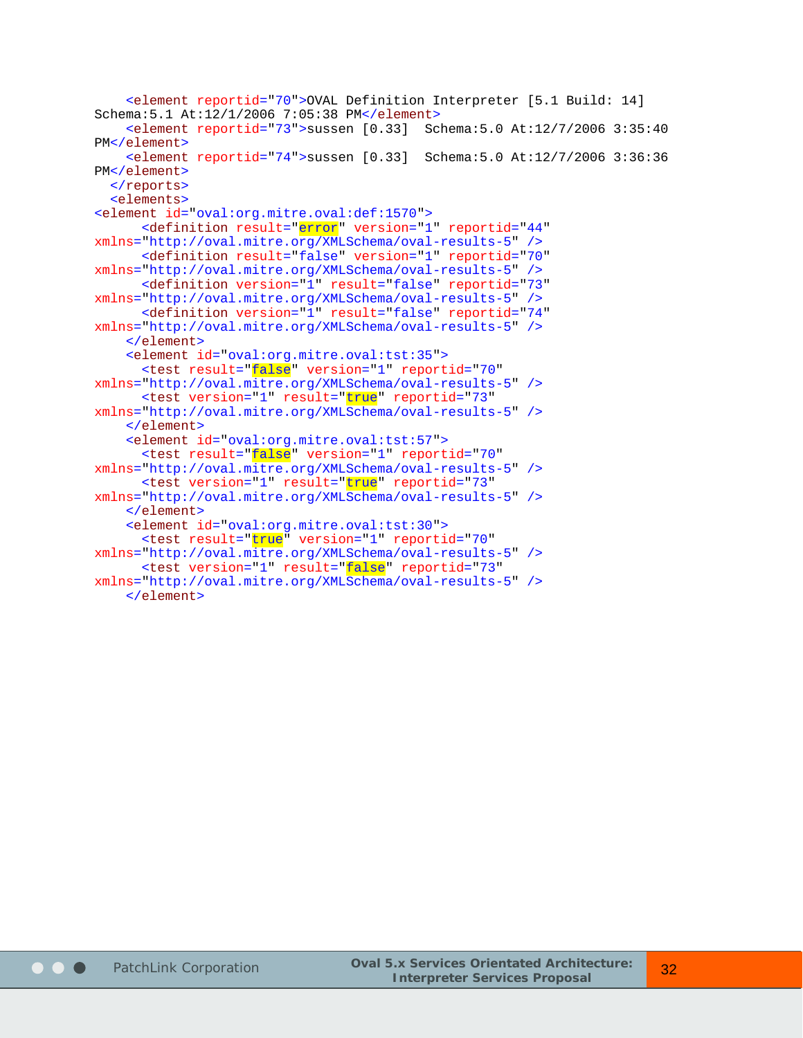```
    <element reportid="70">OVAL Definition Interpreter [5.1 Build: 14]
Schema:5.1 At:12/1/2006 7:05:38 PM</element>
    <element reportid="73">sussen [0.33]  Schema:5.0 At:12/7/2006 3:35:40
PM</element>
    <element reportid="74">sussen [0.33]  Schema:5.0 At:12/7/2006 3:36:36
PM</element>
  </reports>
  <elements>
<element id="oval:org.mitre.oval:def:1570">
      <definition result="error" version="1" reportid="44"
xmlns="http://oval.mitre.org/XMLSchema/oval-results-5" />
      <definition result="false" version="1" reportid="70"
xmlns="http://oval.mitre.org/XMLSchema/oval-results-5" />
      <definition version="1" result="false" reportid="73"
xmlns="http://oval.mitre.org/XMLSchema/oval-results-5" />
      <definition version="1" result="false" reportid="74"
xmlns="http://oval.mitre.org/XMLSchema/oval-results-5" />
    </element>
    <element id="oval:org.mitre.oval:tst:35">
      <test result="false" version="1" reportid="70"
xmlns="http://oval.mitre.org/XMLSchema/oval-results-5" />
      <test version="1" result="true" reportid="73"
xmlns="http://oval.mitre.org/XMLSchema/oval-results-5" />
    </element>
    <element id="oval:org.mitre.oval:tst:57">
      <test result="false" version="1" reportid="70"
xmlns="http://oval.mitre.org/XMLSchema/oval-results-5" />
      <test version="1" result="true" reportid="73"
xmlns="http://oval.mitre.org/XMLSchema/oval-results-5" />
    </element>
    <element id="oval:org.mitre.oval:tst:30">
      <test result="true" version="1" reportid="70"
xmlns="http://oval.mitre.org/XMLSchema/oval-results-5" />
      <test version="1" result="false" reportid="73"
xmlns="http://oval.mitre.org/XMLSchema/oval-results-5" />
    </element>
```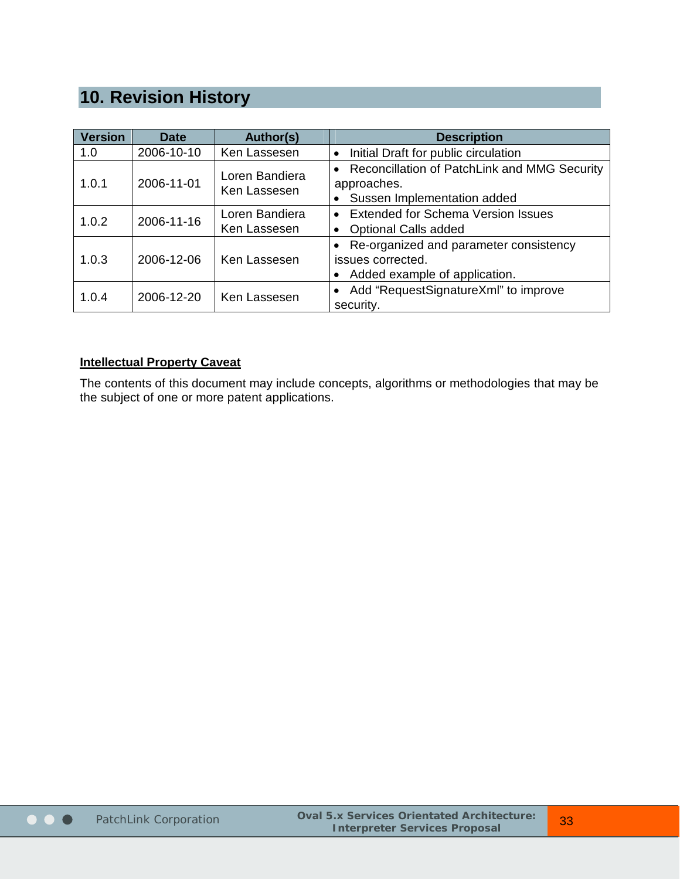# 10. Revision History

| Version | Date | Author(s) | Description |
|---|---|---|---|
| 1.0 | 2006-10-10 | Ken Lassesen | • Initial Draft for public circulation |
| 1.0.1 | 2006-11-01 | Loren Bandiera<br>Ken Lassesen | • Reconcillation of PatchLink and MMG Security approaches.<br>• Sussen Implementation added |
| 1.0.2 | 2006-11-16 | Loren Bandiera<br>Ken Lassesen | • Extended for Schema Version Issues<br>• Optional Calls added |
| 1.0.3 | 2006-12-06 | Ken Lassesen | • Re-organized and parameter consistency issues corrected.<br>• Added example of application. |
| 1.0.4 | 2006-12-20 | Ken Lassesen | • Add “RequestSignatureXml” to improve security. |

**Intellectual Property Caveat**

The contents of this document may include concepts, algorithms or methodologies that may be the subject of one or more patent applications.